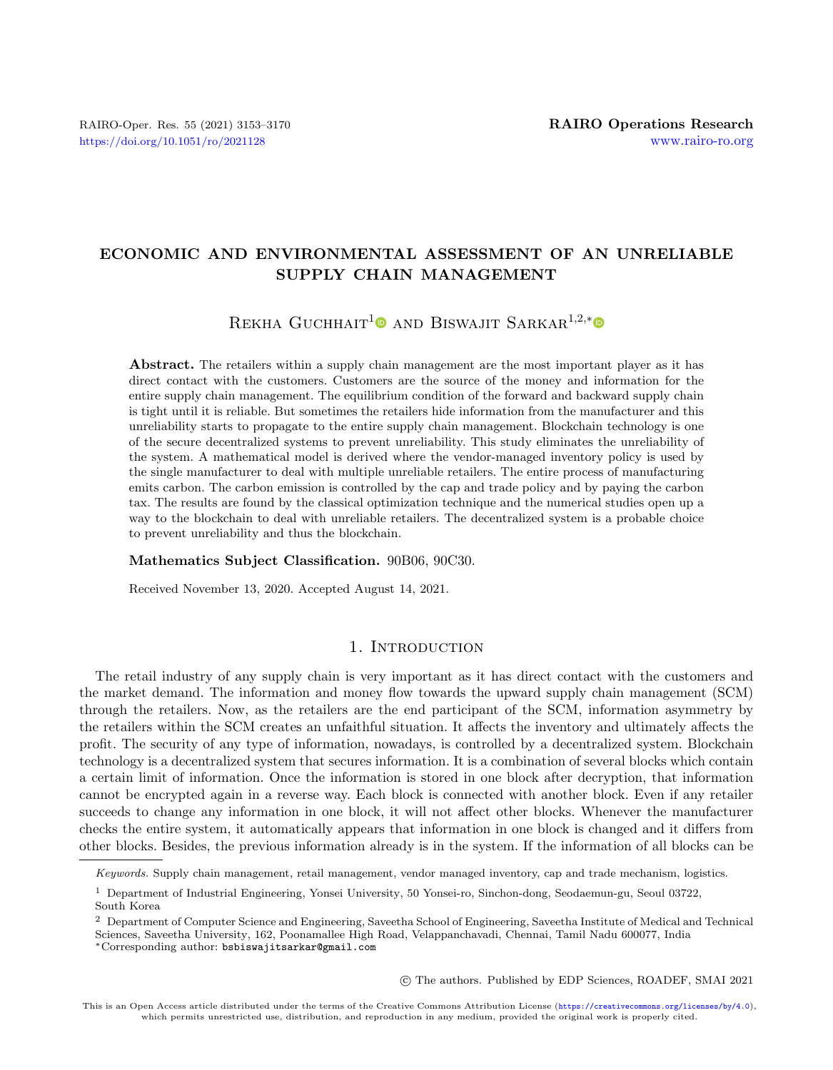# ECONOMIC AND ENVIRONMENTAL ASSESSMENT OF AN UNRELIABLE SUPPLY CHAIN MANAGEMENT

Rekha Guchhait[1] and Biswajit Sarkar[1,2,*]

**Abstract.** The retailers within a supply chain management are the most important player as it has direct contact with the customers. Customers are the source of the money and information for the entire supply chain management. The equilibrium condition of the forward and backward supply chain is tight until it is reliable. But sometimes the retailers hide information from the manufacturer and this unreliability starts to propagate to the entire supply chain management. Blockchain technology is one of the secure decentralized systems to prevent unreliability. This study eliminates the unreliability of the system. A mathematical model is derived where the vendor-managed inventory policy is used by the single manufacturer to deal with multiple unreliable retailers. The entire process of manufacturing emits carbon. The carbon emission is controlled by the cap and trade policy and by paying the carbon tax. The results are found by the classical optimization technique and the numerical studies open up a way to the blockchain to deal with unreliable retailers. The decentralized system is a probable choice to prevent unreliability and thus the blockchain.

**Mathematics Subject Classification.** 90B06, 90C30.

Received November 13, 2020. Accepted August 14, 2021.

## 1. Introduction

The retail industry of any supply chain is very important as it has direct contact with the customers and the market demand. The information and money flow towards the upward supply chain management (SCM) through the retailers. Now, as the retailers are the end participant of the SCM, information asymmetry by the retailers within the SCM creates an unfaithful situation. It affects the inventory and ultimately affects the profit. The security of any type of information, nowadays, is controlled by a decentralized system. Blockchain technology is a decentralized system that secures information. It is a combination of several blocks which contain a certain limit of information. Once the information is stored in one block after decryption, that information cannot be encrypted again in a reverse way. Each block is connected with another block. Even if any retailer succeeds to change any information in one block, it will not affect other blocks. Whenever the manufacturer checks the entire system, it automatically appears that information in one block is changed and it differs from other blocks. Besides, the previous information already is in the system. If the information of all blocks can be

*Keywords.* Supply chain management, retail management, vendor managed inventory, cap and trade mechanism, logistics.

[1] Department of Industrial Engineering, Yonsei University, 50 Yonsei-ro, Sinchon-dong, Seodaemun-gu, Seoul 03722, South Korea

[2] Department of Computer Science and Engineering, Saveetha School of Engineering, Saveetha Institute of Medical and Technical Sciences, Saveetha University, 162, Poonamallee High Road, Velappanchavadi, Chennai, Tamil Nadu 600077, India

*Corresponding author: bsbiswajitsarkar@gmail.com

© The authors. Published by EDP Sciences, ROADEF, SMAI 2021

This is an Open Access article distributed under the terms of the Creative Commons Attribution License (https://creativecommons.org/licenses/by/4.0), which permits unrestricted use, distribution, and reproduction in any medium, provided the original work is properly cited.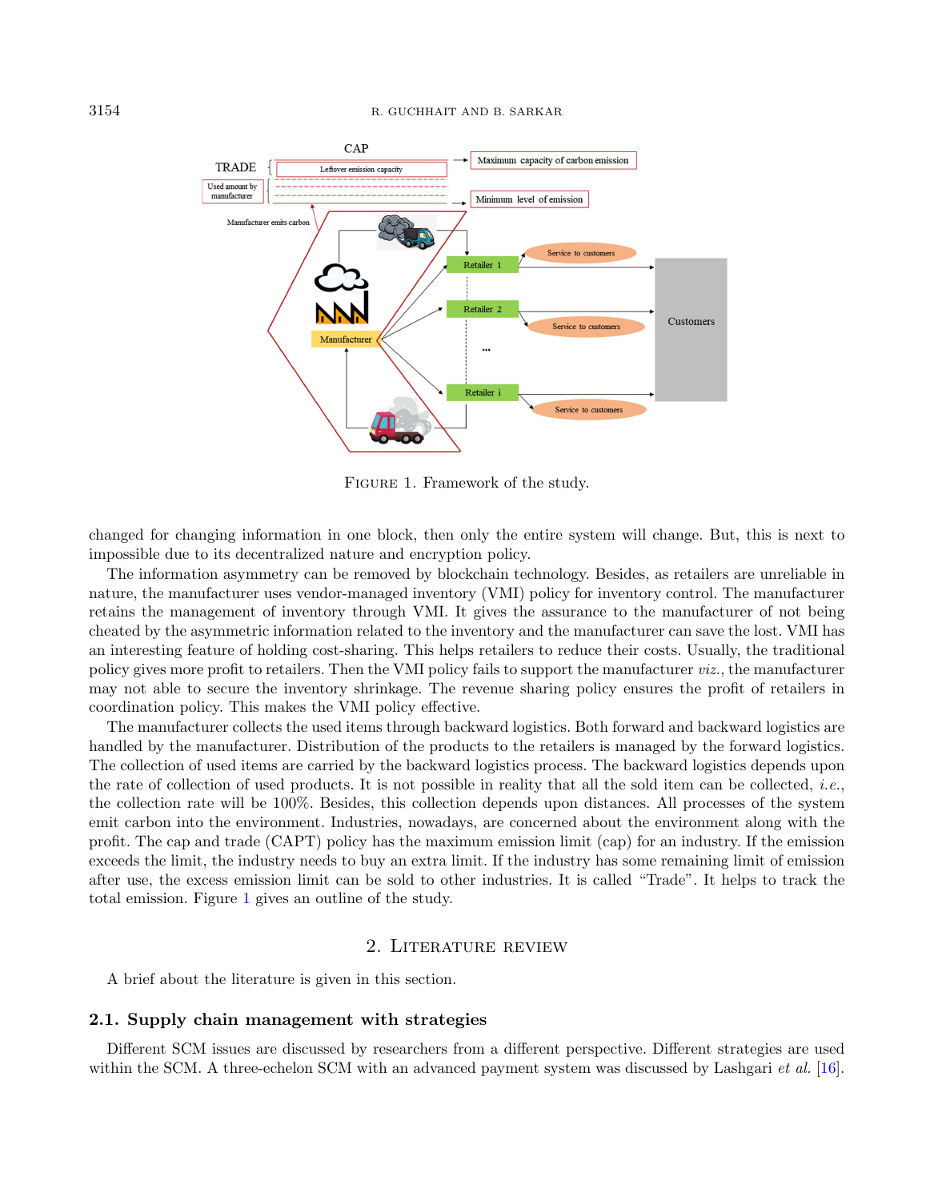FIGURE 1. Framework of the study.

changed for changing information in one block, then only the entire system will change. But, this is next to impossible due to its decentralized nature and encryption policy.

The information asymmetry can be removed by blockchain technology. Besides, as retailers are unreliable in nature, the manufacturer uses vendor-managed inventory (VMI) policy for inventory control. The manufacturer retains the management of inventory through VMI. It gives the assurance to the manufacturer of not being cheated by the asymmetric information related to the inventory and the manufacturer can save the lost. VMI has an interesting feature of holding cost-sharing. This helps retailers to reduce their costs. Usually, the traditional policy gives more profit to retailers. Then the VMI policy fails to support the manufacturer *viz.*, the manufacturer may not able to secure the inventory shrinkage. The revenue sharing policy ensures the profit of retailers in coordination policy. This makes the VMI policy effective.

The manufacturer collects the used items through backward logistics. Both forward and backward logistics are handled by the manufacturer. Distribution of the products to the retailers is managed by the forward logistics. The collection of used items are carried by the backward logistics process. The backward logistics depends upon the rate of collection of used products. It is not possible in reality that all the sold item can be collected, *i.e.*, the collection rate will be 100%. Besides, this collection depends upon distances. All processes of the system emit carbon into the environment. Industries, nowadays, are concerned about the environment along with the profit. The cap and trade (CAPT) policy has the maximum emission limit (cap) for an industry. If the emission exceeds the limit, the industry needs to buy an extra limit. If the industry has some remaining limit of emission after use, the excess emission limit can be sold to other industries. It is called "Trade". It helps to track the total emission. Figure 1 gives an outline of the study.

## 2. Literature review

A brief about the literature is given in this section.

### 2.1. Supply chain management with strategies

Different SCM issues are discussed by researchers from a different perspective. Different strategies are used within the SCM. A three-echelon SCM with an advanced payment system was discussed by Lashgari *et al.* [16].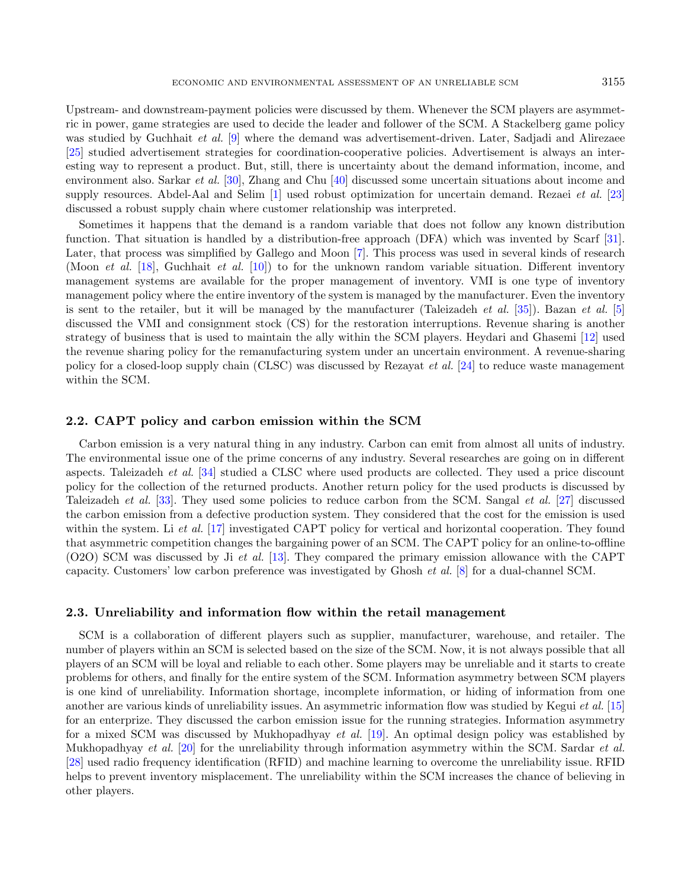Upstream- and downstream-payment policies were discussed by them. Whenever the SCM players are asymmetric in power, game strategies are used to decide the leader and follower of the SCM. A Stackelberg game policy was studied by Guchhait *et al.* [9] where the demand was advertisement-driven. Later, Sadjadi and Alirezaee [25] studied advertisement strategies for coordination-cooperative policies. Advertisement is always an interesting way to represent a product. But, still, there is uncertainty about the demand information, income, and environment also. Sarkar *et al.* [30], Zhang and Chu [40] discussed some uncertain situations about income and supply resources. Abdel-Aal and Selim [1] used robust optimization for uncertain demand. Rezaei *et al.* [23] discussed a robust supply chain where customer relationship was interpreted.

Sometimes it happens that the demand is a random variable that does not follow any known distribution function. That situation is handled by a distribution-free approach (DFA) which was invented by Scarf [31]. Later, that process was simplified by Gallego and Moon [7]. This process was used in several kinds of research (Moon *et al.* [18], Guchhait *et al.* [10]) to for the unknown random variable situation. Different inventory management systems are available for the proper management of inventory. VMI is one type of inventory management policy where the entire inventory of the system is managed by the manufacturer. Even the inventory is sent to the retailer, but it will be managed by the manufacturer (Taleizadeh *et al.* [35]). Bazan *et al.* [5] discussed the VMI and consignment stock (CS) for the restoration interruptions. Revenue sharing is another strategy of business that is used to maintain the ally within the SCM players. Heydari and Ghasemi [12] used the revenue sharing policy for the remanufacturing system under an uncertain environment. A revenue-sharing policy for a closed-loop supply chain (CLSC) was discussed by Rezayat *et al.* [24] to reduce waste management within the SCM.

### 2.2. CAPT policy and carbon emission within the SCM

Carbon emission is a very natural thing in any industry. Carbon can emit from almost all units of industry. The environmental issue one of the prime concerns of any industry. Several researches are going on in different aspects. Taleizadeh *et al.* [34] studied a CLSC where used products are collected. They used a price discount policy for the collection of the returned products. Another return policy for the used products is discussed by Taleizadeh *et al.* [33]. They used some policies to reduce carbon from the SCM. Sangal *et al.* [27] discussed the carbon emission from a defective production system. They considered that the cost for the emission is used within the system. Li *et al.* [17] investigated CAPT policy for vertical and horizontal cooperation. They found that asymmetric competition changes the bargaining power of an SCM. The CAPT policy for an online-to-offline (O2O) SCM was discussed by Ji *et al.* [13]. They compared the primary emission allowance with the CAPT capacity. Customers' low carbon preference was investigated by Ghosh *et al.* [8] for a dual-channel SCM.

### 2.3. Unreliability and information flow within the retail management

SCM is a collaboration of different players such as supplier, manufacturer, warehouse, and retailer. The number of players within an SCM is selected based on the size of the SCM. Now, it is not always possible that all players of an SCM will be loyal and reliable to each other. Some players may be unreliable and it starts to create problems for others, and finally for the entire system of the SCM. Information asymmetry between SCM players is one kind of unreliability. Information shortage, incomplete information, or hiding of information from one another are various kinds of unreliability issues. An asymmetric information flow was studied by Kegui *et al.* [15] for an enterprize. They discussed the carbon emission issue for the running strategies. Information asymmetry for a mixed SCM was discussed by Mukhopadhyay *et al.* [19]. An optimal design policy was established by Mukhopadhyay *et al.* [20] for the unreliability through information asymmetry within the SCM. Sardar *et al.* [28] used radio frequency identification (RFID) and machine learning to overcome the unreliability issue. RFID helps to prevent inventory misplacement. The unreliability within the SCM increases the chance of believing in other players.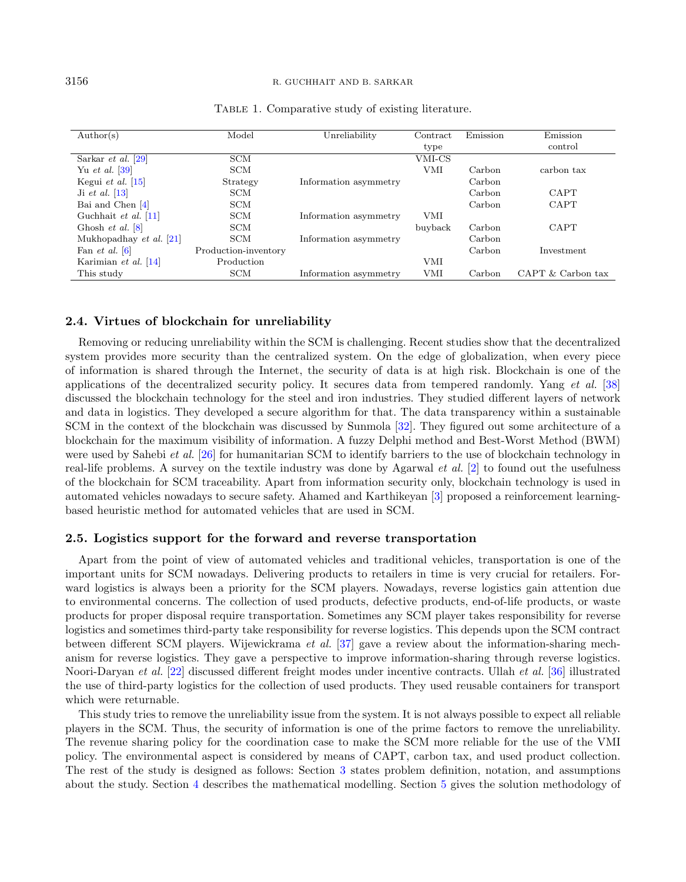Table 1. Comparative study of existing literature.

| Author(s) | Model | Unreliability | Contract type | Emission | Emission control |
|---|---|---|---|---|---|
| Sarkar *et al.* [29] | SCM | | VMI-CS | | |
| Yu *et al.* [39] | SCM | | VMI | Carbon | carbon tax |
| Kegui *et al.* [15] | Strategy | Information asymmetry | | Carbon | |
| Ji *et al.* [13] | SCM | | | Carbon | CAPT |
| Bai and Chen [4] | SCM | | | Carbon | CAPT |
| Guchhait *et al.* [11] | SCM | Information asymmetry | VMI | | |
| Ghosh *et al.* [8] | SCM | | buyback | Carbon | CAPT |
| Mukhopadhay *et al.* [21] | SCM | Information asymmetry | | Carbon | |
| Fan *et al.* [6] | Production-inventory | | | Carbon | Investment |
| Karimian *et al.* [14] | Production | | VMI | | |
| This study | SCM | Information asymmetry | VMI | Carbon | CAPT & Carbon tax |

### 2.4. Virtues of blockchain for unreliability

Removing or reducing unreliability within the SCM is challenging. Recent studies show that the decentralized system provides more security than the centralized system. On the edge of globalization, when every piece of information is shared through the Internet, the security of data is at high risk. Blockchain is one of the applications of the decentralized security policy. It secures data from tempered randomly. Yang *et al.* [38] discussed the blockchain technology for the steel and iron industries. They studied different layers of network and data in logistics. They developed a secure algorithm for that. The data transparency within a sustainable SCM in the context of the blockchain was discussed by Sunmola [32]. They figured out some architecture of a blockchain for the maximum visibility of information. A fuzzy Delphi method and Best-Worst Method (BWM) were used by Sahebi *et al.* [26] for humanitarian SCM to identify barriers to the use of blockchain technology in real-life problems. A survey on the textile industry was done by Agarwal *et al.* [2] to found out the usefulness of the blockchain for SCM traceability. Apart from information security only, blockchain technology is used in automated vehicles nowadays to secure safety. Ahamed and Karthikeyan [3] proposed a reinforcement learning-based heuristic method for automated vehicles that are used in SCM.

### 2.5. Logistics support for the forward and reverse transportation

Apart from the point of view of automated vehicles and traditional vehicles, transportation is one of the important units for SCM nowadays. Delivering products to retailers in time is very crucial for retailers. Forward logistics is always been a priority for the SCM players. Nowadays, reverse logistics gain attention due to environmental concerns. The collection of used products, defective products, end-of-life products, or waste products for proper disposal require transportation. Sometimes any SCM player takes responsibility for reverse logistics and sometimes third-party take responsibility for reverse logistics. This depends upon the SCM contract between different SCM players. Wijewickrama *et al.* [37] gave a review about the information-sharing mechanism for reverse logistics. They gave a perspective to improve information-sharing through reverse logistics. Noori-Daryan *et al.* [22] discussed different freight modes under incentive contracts. Ullah *et al.* [36] illustrated the use of third-party logistics for the collection of used products. They used reusable containers for transport which were returnable.

This study tries to remove the unreliability issue from the system. It is not always possible to expect all reliable players in the SCM. Thus, the security of information is one of the prime factors to remove the unreliability. The revenue sharing policy for the coordination case to make the SCM more reliable for the use of the VMI policy. The environmental aspect is considered by means of CAPT, carbon tax, and used product collection. The rest of the study is designed as follows: Section 3 states problem definition, notation, and assumptions about the study. Section 4 describes the mathematical modelling. Section 5 gives the solution methodology of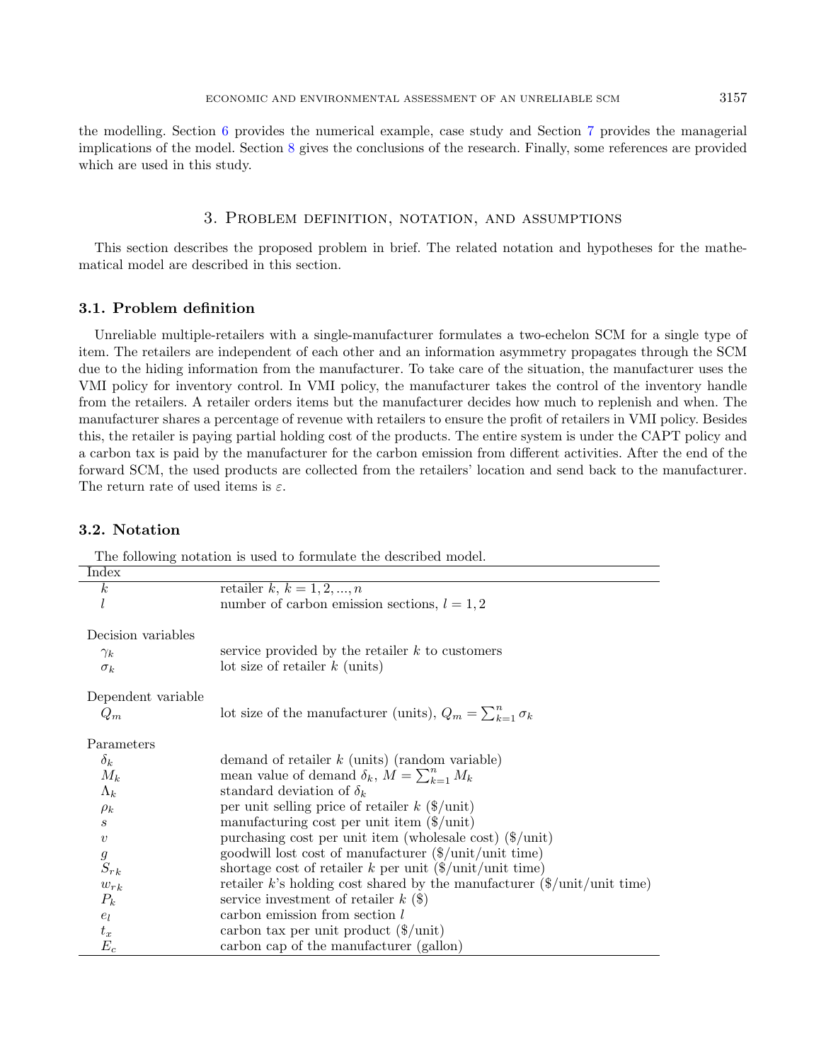the modelling. Section 6 provides the numerical example, case study and Section 7 provides the managerial implications of the model. Section 8 gives the conclusions of the research. Finally, some references are provided which are used in this study.

## 3. Problem definition, notation, and assumptions

This section describes the proposed problem in brief. The related notation and hypotheses for the mathematical model are described in this section.

### 3.1. Problem definition

Unreliable multiple-retailers with a single-manufacturer formulates a two-echelon SCM for a single type of item. The retailers are independent of each other and an information asymmetry propagates through the SCM due to the hiding information from the manufacturer. To take care of the situation, the manufacturer uses the VMI policy for inventory control. In VMI policy, the manufacturer takes the control of the inventory handle from the retailers. A retailer orders items but the manufacturer decides how much to replenish and when. The manufacturer shares a percentage of revenue with retailers to ensure the profit of retailers in VMI policy. Besides this, the retailer is paying partial holding cost of the products. The entire system is under the CAPT policy and a carbon tax is paid by the manufacturer for the carbon emission from different activities. After the end of the forward SCM, the used products are collected from the retailers' location and send back to the manufacturer. The return rate of used items is $\varepsilon$.

### 3.2. Notation

The following notation is used to formulate the described model.

| Index | |
|---|---|
| $k$ | retailer $k$, $k = 1, 2, ..., n$ |
| $l$ | number of carbon emission sections, $l = 1, 2$ |
| **Decision variables** | |
| $\gamma_k$ | service provided by the retailer $k$ to customers |
| $\sigma_k$ | lot size of retailer $k$ (units) |
| **Dependent variable** | |
| $Q_m$ | lot size of the manufacturer (units), $Q_m = \sum_{k=1}^{n} \sigma_k$ |
| **Parameters** | |
| $\delta_k$ | demand of retailer $k$ (units) (random variable) |
| $M_k$ | mean value of demand $\delta_k$, $M = \sum_{k=1}^{n} M_k$ |
| $\Lambda_k$ | standard deviation of $\delta_k$ |
| $\rho_k$ | per unit selling price of retailer $k$ (\$/unit) |
| $s$ | manufacturing cost per unit item (\$/unit) |
| $v$ | purchasing cost per unit item (wholesale cost) (\$/unit) |
| $g$ | goodwill lost cost of manufacturer (\$/unit/unit time) |
| $S_{rk}$ | shortage cost of retailer $k$ per unit (\$/unit/unit time) |
| $w_{rk}$ | retailer $k$'s holding cost shared by the manufacturer (\$/unit/unit time) |
| $P_k$ | service investment of retailer $k$ (\$) |
| $e_l$ | carbon emission from section $l$ |
| $t_x$ | carbon tax per unit product (\$/unit) |
| $E_c$ | carbon cap of the manufacturer (gallon) |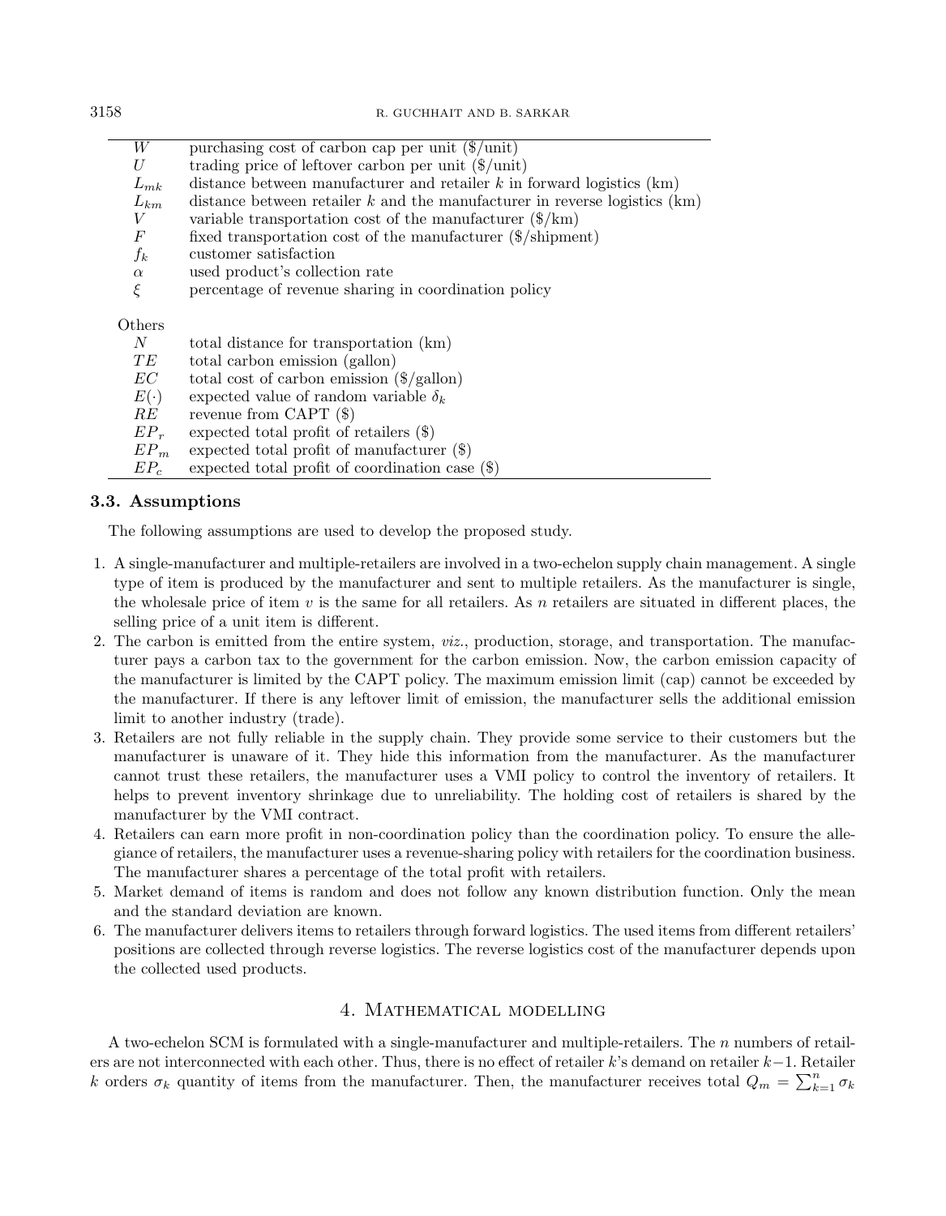| | |
|---|---|
| $W$ | purchasing cost of carbon cap per unit (\$/unit) |
| $U$ | trading price of leftover carbon per unit (\$/unit) |
| $L_{mk}$ | distance between manufacturer and retailer $k$ in forward logistics (km) |
| $L_{km}$ | distance between retailer $k$ and the manufacturer in reverse logistics (km) |
| $V$ | variable transportation cost of the manufacturer (\$/km) |
| $F$ | fixed transportation cost of the manufacturer (\$/shipment) |
| $f_k$ | customer satisfaction |
| $\alpha$ | used product's collection rate |
| $\xi$ | percentage of revenue sharing in coordination policy |
| Others | |
| $N$ | total distance for transportation (km) |
| $TE$ | total carbon emission (gallon) |
| $EC$ | total cost of carbon emission (\$/gallon) |
| $E(\cdot)$ | expected value of random variable $\delta_k$ |
| $RE$ | revenue from CAPT (\$) |
| $EP_r$ | expected total profit of retailers (\$) |
| $EP_m$ | expected total profit of manufacturer (\$) |
| $EP_c$ | expected total profit of coordination case (\$) |

### 3.3. Assumptions

The following assumptions are used to develop the proposed study.

1. A single-manufacturer and multiple-retailers are involved in a two-echelon supply chain management. A single type of item is produced by the manufacturer and sent to multiple retailers. As the manufacturer is single, the wholesale price of item $v$ is the same for all retailers. As $n$ retailers are situated in different places, the selling price of a unit item is different.
2. The carbon is emitted from the entire system, *viz.*, production, storage, and transportation. The manufacturer pays a carbon tax to the government for the carbon emission. Now, the carbon emission capacity of the manufacturer is limited by the CAPT policy. The maximum emission limit (cap) cannot be exceeded by the manufacturer. If there is any leftover limit of emission, the manufacturer sells the additional emission limit to another industry (trade).
3. Retailers are not fully reliable in the supply chain. They provide some service to their customers but the manufacturer is unaware of it. They hide this information from the manufacturer. As the manufacturer cannot trust these retailers, the manufacturer uses a VMI policy to control the inventory of retailers. It helps to prevent inventory shrinkage due to unreliability. The holding cost of retailers is shared by the manufacturer by the VMI contract.
4. Retailers can earn more profit in non-coordination policy than the coordination policy. To ensure the allegiance of retailers, the manufacturer uses a revenue-sharing policy with retailers for the coordination business. The manufacturer shares a percentage of the total profit with retailers.
5. Market demand of items is random and does not follow any known distribution function. Only the mean and the standard deviation are known.
6. The manufacturer delivers items to retailers through forward logistics. The used items from different retailers' positions are collected through reverse logistics. The reverse logistics cost of the manufacturer depends upon the collected used products.

## 4. Mathematical modelling

A two-echelon SCM is formulated with a single-manufacturer and multiple-retailers. The $n$ numbers of retailers are not interconnected with each other. Thus, there is no effect of retailer $k$'s demand on retailer $k-1$. Retailer $k$ orders $\sigma_k$ quantity of items from the manufacturer. Then, the manufacturer receives total $Q_m = \sum_{k=1}^{n} \sigma_k$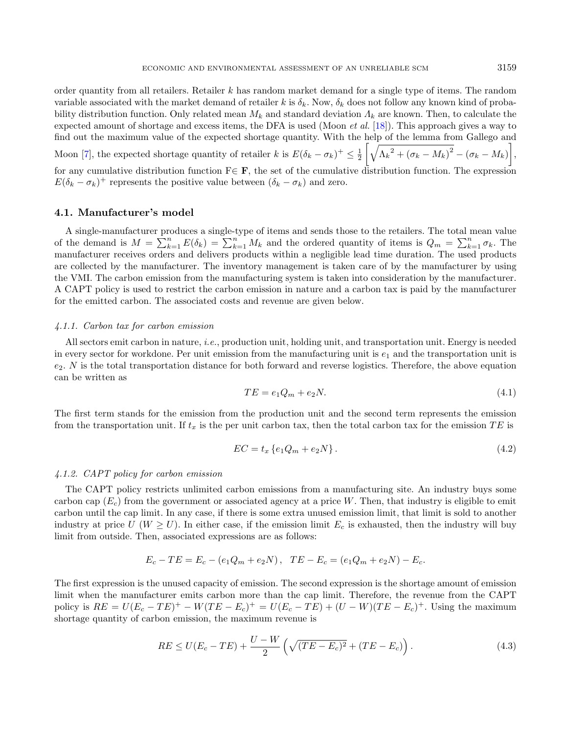order quantity from all retailers. Retailer $k$ has random market demand for a single type of items. The random variable associated with the market demand of retailer $k$ is $\delta_k$. Now, $\delta_k$ does not follow any known kind of probability distribution function. Only related mean $M_k$ and standard deviation $\Lambda_k$ are known. Then, to calculate the expected amount of shortage and excess items, the DFA is used (Moon *et al.* [18]). This approach gives a way to find out the maximum value of the expected shortage quantity. With the help of the lemma from Gallego and Moon [7], the expected shortage quantity of retailer $k$ is $E(\delta_k - \sigma_k)^+ \leq \frac{1}{2}\left[\sqrt{{\Lambda_k}^2 + (\sigma_k - M_k)^2} - (\sigma_k - M_k)\right]$, for any cumulative distribution function F$\in$ $\mathbf{F}$, the set of the cumulative distribution function. The expression $E(\delta_k - \sigma_k)^+$ represents the positive value between $(\delta_k - \sigma_k)$ and zero.

### 4.1. Manufacturer's model

A single-manufacturer produces a single-type of items and sends those to the retailers. The total mean value of the demand is $M = \sum_{k=1}^{n} E(\delta_k) = \sum_{k=1}^{n} M_k$ and the ordered quantity of items is $Q_m = \sum_{k=1}^{n} \sigma_k$. The manufacturer receives orders and delivers products within a negligible lead time duration. The used products are collected by the manufacturer. The inventory management is taken care of by the manufacturer by using the VMI. The carbon emission from the manufacturing system is taken into consideration by the manufacturer. A CAPT policy is used to restrict the carbon emission in nature and a carbon tax is paid by the manufacturer for the emitted carbon. The associated costs and revenue are given below.

#### *4.1.1. Carbon tax for carbon emission*

All sectors emit carbon in nature, *i.e.*, production unit, holding unit, and transportation unit. Energy is needed in every sector for workdone. Per unit emission from the manufacturing unit is $e_1$ and the transportation unit is $e_2$. $N$ is the total transportation distance for both forward and reverse logistics. Therefore, the above equation can be written as

$$TE = e_1 Q_m + e_2 N. \tag{4.1}$$

The first term stands for the emission from the production unit and the second term represents the emission from the transportation unit. If $t_x$ is the per unit carbon tax, then the total carbon tax for the emission $TE$ is

$$EC = t_x \left\{ e_1 Q_m + e_2 N \right\}. \tag{4.2}$$

#### *4.1.2. CAPT policy for carbon emission*

The CAPT policy restricts unlimited carbon emissions from a manufacturing site. An industry buys some carbon cap ($E_c$) from the government or associated agency at a price $W$. Then, that industry is eligible to emit carbon until the cap limit. In any case, if there is some extra unused emission limit, that limit is sold to another industry at price $U$ ($W \geq U$). In either case, if the emission limit $E_c$ is exhausted, then the industry will buy limit from outside. Then, associated expressions are as follows:

$$E_c - TE = E_c - (e_1 Q_m + e_2 N), \quad TE - E_c = (e_1 Q_m + e_2 N) - E_c.$$

The first expression is the unused capacity of emission. The second expression is the shortage amount of emission limit when the manufacturer emits carbon more than the cap limit. Therefore, the revenue from the CAPT policy is $RE = U(E_c - TE)^+ - W(TE - E_c)^+ = U(E_c - TE) + (U - W)(TE - E_c)^+$. Using the maximum shortage quantity of carbon emission, the maximum revenue is

$$RE \leq U(E_c - TE) + \frac{U - W}{2}\left(\sqrt{(TE - E_c)^2} + (TE - E_c)\right). \tag{4.3}$$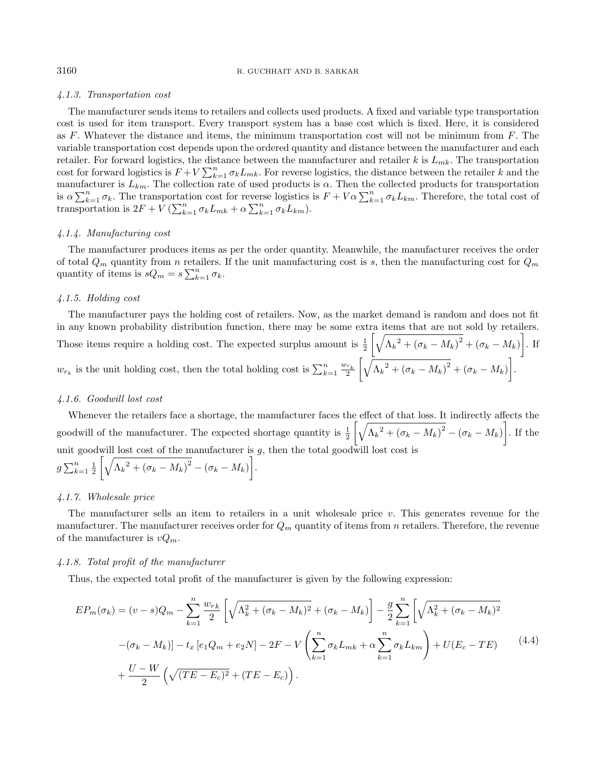#### 4.1.3. Transportation cost

The manufacturer sends items to retailers and collects used products. A fixed and variable type transportation cost is used for item transport. Every transport system has a base cost which is fixed. Here, it is considered as $F$. Whatever the distance and items, the minimum transportation cost will not be minimum from $F$. The variable transportation cost depends upon the ordered quantity and distance between the manufacturer and each retailer. For forward logistics, the distance between the manufacturer and retailer $k$ is $L_{mk}$. The transportation cost for forward logistics is $F+V\sum_{k=1}^{n}\sigma_k L_{mk}$. For reverse logistics, the distance between the retailer $k$ and the manufacturer is $L_{km}$. The collection rate of used products is $\alpha$. Then the collected products for transportation is $\alpha\sum_{k=1}^{n}\sigma_k$. The transportation cost for reverse logistics is $F+V\alpha\sum_{k=1}^{n}\sigma_k L_{km}$. Therefore, the total cost of transportation is $2F+V\left(\sum_{k=1}^{n}\sigma_k L_{mk}+\alpha\sum_{k=1}^{n}\sigma_k L_{km}\right)$.

#### 4.1.4. Manufacturing cost

The manufacturer produces items as per the order quantity. Meanwhile, the manufacturer receives the order of total $Q_m$ quantity from $n$ retailers. If the unit manufacturing cost is $s$, then the manufacturing cost for $Q_m$ quantity of items is $sQ_m = s\sum_{k=1}^{n}\sigma_k$.

#### 4.1.5. Holding cost

The manufacturer pays the holding cost of retailers. Now, as the market demand is random and does not fit in any known probability distribution function, there may be some extra items that are not sold by retailers. Those items require a holding cost. The expected surplus amount is $\frac{1}{2}\left[\sqrt{{\Lambda_k}^2+(\sigma_k-M_k)^2}+(\sigma_k-M_k)\right]$. If $w_{r_k}$ is the unit holding cost, then the total holding cost is $\sum_{k=1}^{n}\frac{w_{r_k}}{2}\left[\sqrt{{\Lambda_k}^2+(\sigma_k-M_k)^2}+(\sigma_k-M_k)\right]$.

#### 4.1.6. Goodwill lost cost

Whenever the retailers face a shortage, the manufacturer faces the effect of that loss. It indirectly affects the goodwill of the manufacturer. The expected shortage quantity is $\frac{1}{2}\left[\sqrt{{\Lambda_k}^2+(\sigma_k-M_k)^2}-(\sigma_k-M_k)\right]$. If the unit goodwill lost cost of the manufacturer is $g$, then the total goodwill lost cost is $g\sum_{k=1}^{n}\frac{1}{2}\left[\sqrt{{\Lambda_k}^2+(\sigma_k-M_k)^2}-(\sigma_k-M_k)\right]$.

#### 4.1.7. Wholesale price

The manufacturer sells an item to retailers in a unit wholesale price $v$. This generates revenue for the manufacturer. The manufacturer receives order for $Q_m$ quantity of items from $n$ retailers. Therefore, the revenue of the manufacturer is $vQ_m$.

#### 4.1.8. Total profit of the manufacturer

Thus, the expected total profit of the manufacturer is given by the following expression:

$$
\begin{aligned}
EP_m(\sigma_k) = {} & (v-s)Q_m - \sum_{k=1}^{n}\frac{w_{rk}}{2}\left[\sqrt{\Lambda_k^2+(\sigma_k-M_k)^2}+(\sigma_k-M_k)\right] - \frac{g}{2}\sum_{k=1}^{n}\left[\sqrt{\Lambda_k^2+(\sigma_k-M_k)^2}\right. \\
& \left.-(\sigma_k-M_k)\right] - t_x\left[e_1Q_m+e_2N\right] - 2F - V\left(\sum_{k=1}^{n}\sigma_k L_{mk}+\alpha\sum_{k=1}^{n}\sigma_k L_{km}\right) + U(E_c-TE) \\
& + \frac{U-W}{2}\left(\sqrt{(TE-E_c)^2}+(TE-E_c)\right).
\end{aligned}
\tag{4.4}
$$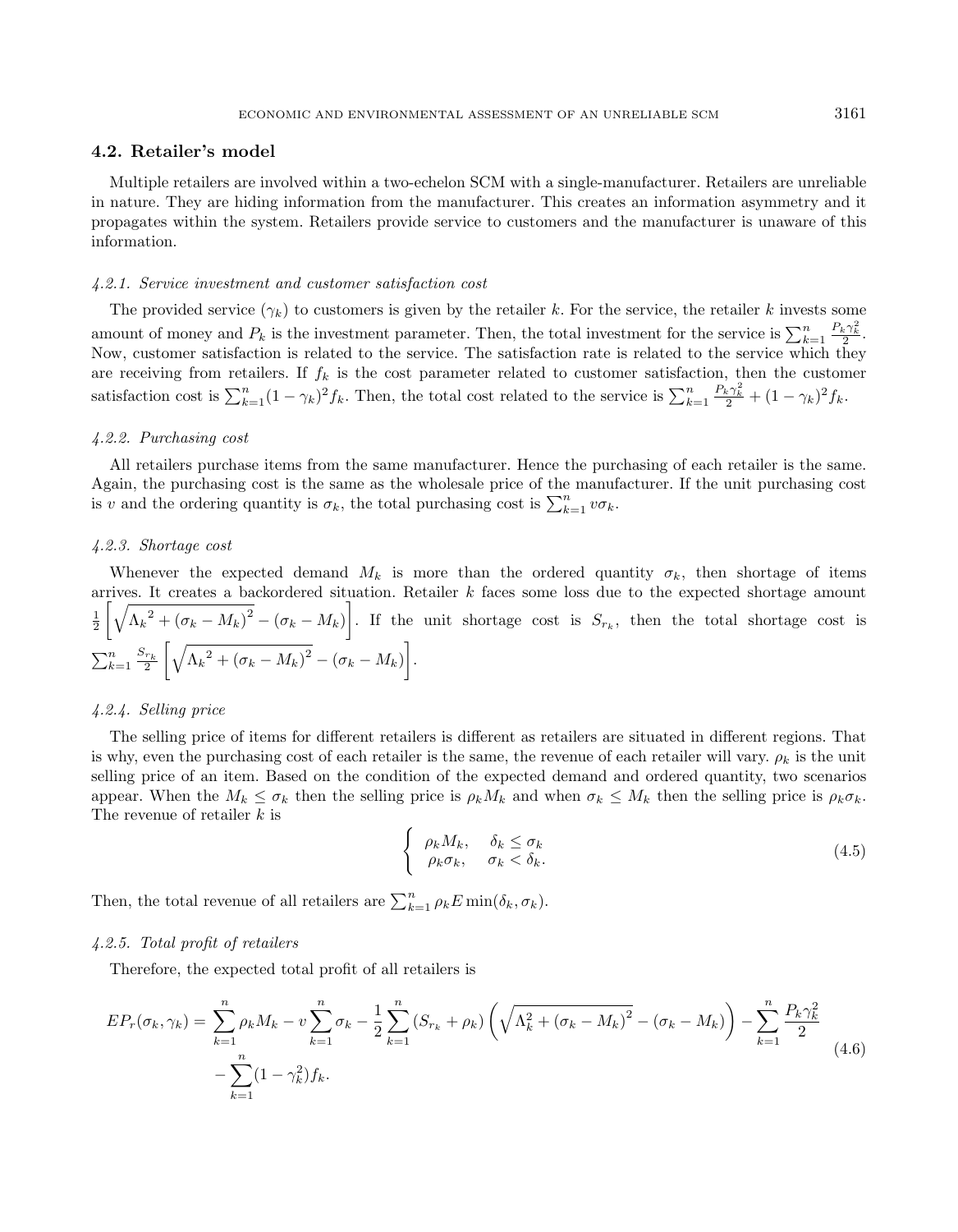### 4.2. Retailer's model

Multiple retailers are involved within a two-echelon SCM with a single-manufacturer. Retailers are unreliable in nature. They are hiding information from the manufacturer. This creates an information asymmetry and it propagates within the system. Retailers provide service to customers and the manufacturer is unaware of this information.

#### *4.2.1. Service investment and customer satisfaction cost*

The provided service ($\gamma_k$) to customers is given by the retailer $k$. For the service, the retailer $k$ invests some amount of money and $P_k$ is the investment parameter. Then, the total investment for the service is $\sum_{k=1}^{n} \frac{P_k \gamma_k^2}{2}$. Now, customer satisfaction is related to the service. The satisfaction rate is related to the service which they are receiving from retailers. If $f_k$ is the cost parameter related to customer satisfaction, then the customer satisfaction cost is $\sum_{k=1}^{n}(1-\gamma_k)^2 f_k$. Then, the total cost related to the service is $\sum_{k=1}^{n} \frac{P_k \gamma_k^2}{2} + (1-\gamma_k)^2 f_k$.

#### *4.2.2. Purchasing cost*

All retailers purchase items from the same manufacturer. Hence the purchasing of each retailer is the same. Again, the purchasing cost is the same as the wholesale price of the manufacturer. If the unit purchasing cost is $v$ and the ordering quantity is $\sigma_k$, the total purchasing cost is $\sum_{k=1}^{n} v\sigma_k$.

#### *4.2.3. Shortage cost*

Whenever the expected demand $M_k$ is more than the ordered quantity $\sigma_k$, then shortage of items arrives. It creates a backordered situation. Retailer $k$ faces some loss due to the expected shortage amount $\frac{1}{2}\left[\sqrt{{\Lambda_k}^2 + (\sigma_k - M_k)^2} - (\sigma_k - M_k)\right]$. If the unit shortage cost is $S_{r_k}$, then the total shortage cost is $\sum_{k=1}^{n} \frac{S_{r_k}}{2}\left[\sqrt{{\Lambda_k}^2 + (\sigma_k - M_k)^2} - (\sigma_k - M_k)\right]$.

#### *4.2.4. Selling price*

The selling price of items for different retailers is different as retailers are situated in different regions. That is why, even the purchasing cost of each retailer is the same, the revenue of each retailer will vary. $\rho_k$ is the unit selling price of an item. Based on the condition of the expected demand and ordered quantity, two scenarios appear. When the $M_k \leq \sigma_k$ then the selling price is $\rho_k M_k$ and when $\sigma_k \leq M_k$ then the selling price is $\rho_k \sigma_k$. The revenue of retailer $k$ is

$$
\begin{cases} \rho_k M_k, & \delta_k \leq \sigma_k \\ \rho_k \sigma_k, & \sigma_k < \delta_k. \end{cases} \tag{4.5}
$$

Then, the total revenue of all retailers are $\sum_{k=1}^{n} \rho_k E \min(\delta_k, \sigma_k)$.

#### *4.2.5. Total profit of retailers*

Therefore, the expected total profit of all retailers is

$$
\begin{aligned}
EP_r(\sigma_k, \gamma_k) = {} & \sum_{k=1}^{n} \rho_k M_k - v\sum_{k=1}^{n} \sigma_k - \frac{1}{2}\sum_{k=1}^{n} (S_{r_k} + \rho_k)\left(\sqrt{\Lambda_k^2 + (\sigma_k - M_k)^2} - (\sigma_k - M_k)\right) - \sum_{k=1}^{n} \frac{P_k \gamma_k^2}{2} \\
& - \sum_{k=1}^{n} (1 - \gamma_k^2) f_k.
\end{aligned} \tag{4.6}
$$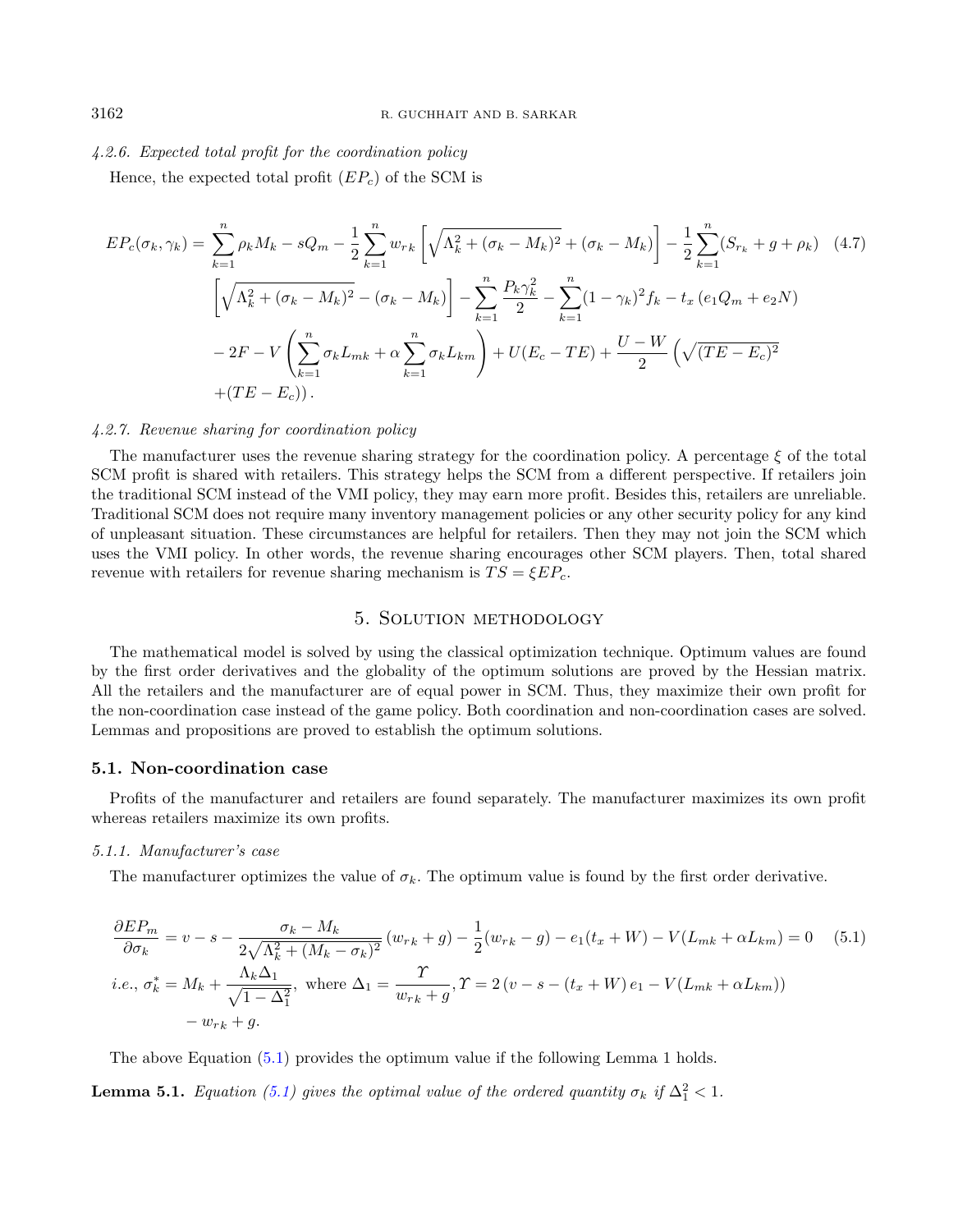#### 4.2.6. Expected total profit for the coordination policy

Hence, the expected total profit ($EP_c$) of the SCM is

$$
\begin{aligned}
EP_c(\sigma_k, \gamma_k) = {} & \sum_{k=1}^{n} \rho_k M_k - sQ_m - \frac{1}{2}\sum_{k=1}^{n} w_{rk}\left[\sqrt{\Lambda_k^2 + (\sigma_k - M_k)^2} + (\sigma_k - M_k)\right] - \frac{1}{2}\sum_{k=1}^{n}(S_{r_k} + g + \rho_k) \\
& \left[\sqrt{\Lambda_k^2 + (\sigma_k - M_k)^2} - (\sigma_k - M_k)\right] - \sum_{k=1}^{n}\frac{P_k \gamma_k^2}{2} - \sum_{k=1}^{n}(1-\gamma_k)^2 f_k - t_x\left(e_1 Q_m + e_2 N\right) \\
& - 2F - V\left(\sum_{k=1}^{n}\sigma_k L_{mk} + \alpha \sum_{k=1}^{n}\sigma_k L_{km}\right) + U(E_c - TE) + \frac{U - W}{2}\left(\sqrt{(TE - E_c)^2}\right. \\
& \left. + (TE - E_c)\right).
\end{aligned} \tag{4.7}
$$

#### 4.2.7. Revenue sharing for coordination policy

The manufacturer uses the revenue sharing strategy for the coordination policy. A percentage $\xi$ of the total SCM profit is shared with retailers. This strategy helps the SCM from a different perspective. If retailers join the traditional SCM instead of the VMI policy, they may earn more profit. Besides this, retailers are unreliable. Traditional SCM does not require many inventory management policies or any other security policy for any kind of unpleasant situation. These circumstances are helpful for retailers. Then they may not join the SCM which uses the VMI policy. In other words, the revenue sharing encourages other SCM players. Then, total shared revenue with retailers for revenue sharing mechanism is $TS = \xi EP_c$.

## 5. Solution methodology

The mathematical model is solved by using the classical optimization technique. Optimum values are found by the first order derivatives and the globality of the optimum solutions are proved by the Hessian matrix. All the retailers and the manufacturer are of equal power in SCM. Thus, they maximize their own profit for the non-coordination case instead of the game policy. Both coordination and non-coordination cases are solved. Lemmas and propositions are proved to establish the optimum solutions.

### 5.1. Non-coordination case

Profits of the manufacturer and retailers are found separately. The manufacturer maximizes its own profit whereas retailers maximize its own profits.

#### 5.1.1. Manufacturer's case

The manufacturer optimizes the value of $\sigma_k$. The optimum value is found by the first order derivative.

$$
\begin{aligned}
& \frac{\partial EP_m}{\partial \sigma_k} = v - s - \frac{\sigma_k - M_k}{2\sqrt{\Lambda_k^2 + (M_k - \sigma_k)^2}}\left(w_{rk} + g\right) - \frac{1}{2}(w_{rk} - g) - e_1(t_x + W) - V(L_{mk} + \alpha L_{km}) = 0 \\
& i.e., \ \sigma_k^* = M_k + \frac{\Lambda_k \Delta_1}{\sqrt{1 - \Delta_1^2}}, \text{ where } \Delta_1 = \frac{\Upsilon}{w_{rk} + g}, \Upsilon = 2\left(v - s - (t_x + W)\, e_1 - V(L_{mk} + \alpha L_{km})\right) \\
& \qquad - w_{rk} + g.
\end{aligned} \tag{5.1}
$$

The above Equation (5.1) provides the optimum value if the following Lemma 1 holds.

**Lemma 5.1.** *Equation (5.1) gives the optimal value of the ordered quantity $\sigma_k$ if $\Delta_1^2 < 1$.*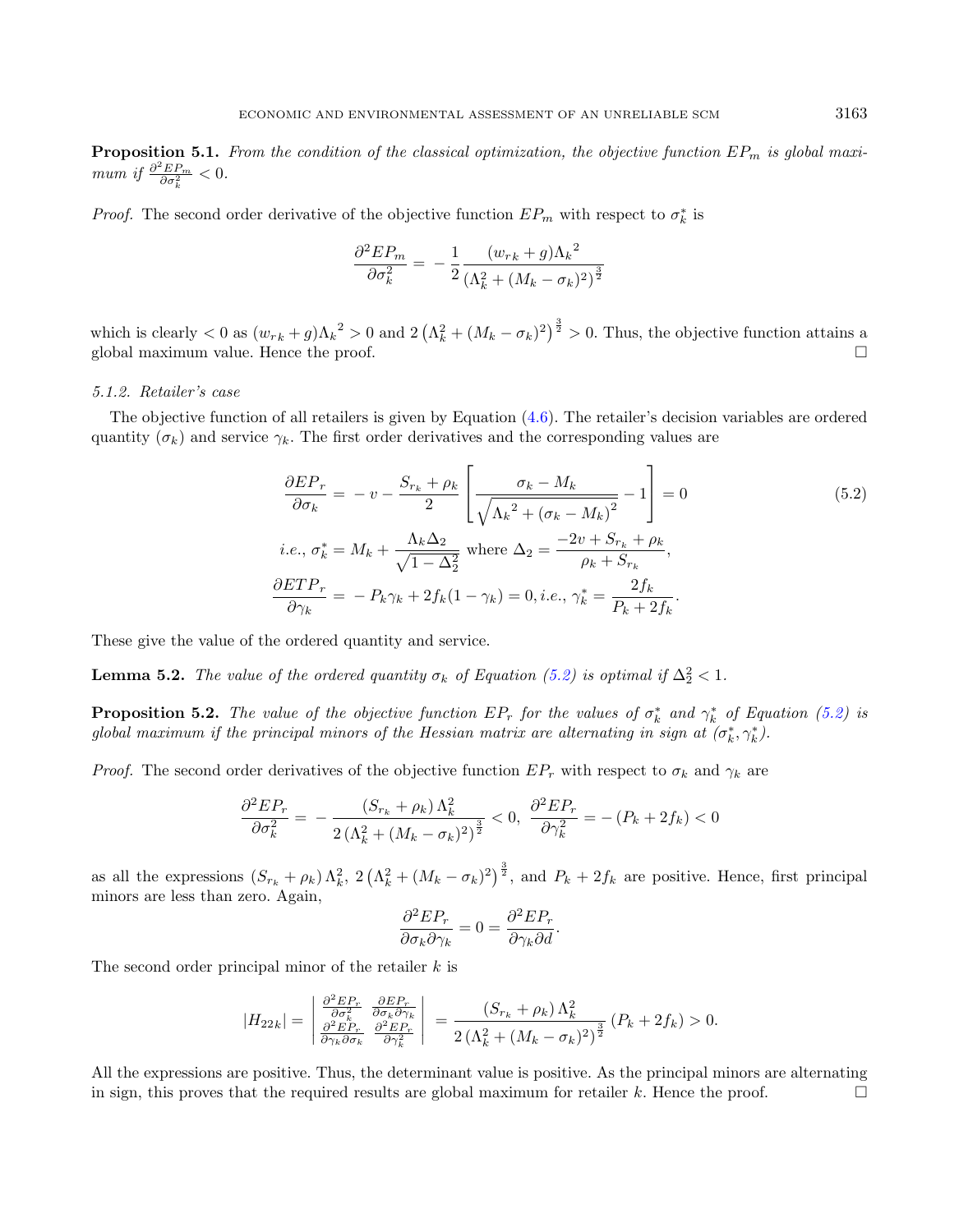**Proposition 5.1.** *From the condition of the classical optimization, the objective function $EP_m$ is global maximum if $\frac{\partial^2 EP_m}{\partial \sigma_k^2} < 0$.*

*Proof.* The second order derivative of the objective function $EP_m$ with respect to $\sigma_k^*$ is

$$\frac{\partial^2 EP_m}{\partial \sigma_k^2} = -\frac{1}{2}\frac{(w_{rk}+g){\Lambda_k}^2}{(\Lambda_k^2+(M_k-\sigma_k)^2)^{\frac{3}{2}}}$$

which is clearly $< 0$ as $(w_{rk}+g){\Lambda_k}^2 > 0$ and $2\left(\Lambda_k^2+(M_k-\sigma_k)^2\right)^{\frac{3}{2}} > 0$. Thus, the objective function attains a global maximum value. Hence the proof. □

*5.1.2. Retailer's case*

The objective function of all retailers is given by Equation (4.6). The retailer's decision variables are ordered quantity $(\sigma_k)$ and service $\gamma_k$. The first order derivatives and the corresponding values are

$$\begin{aligned}
\frac{\partial EP_r}{\partial \sigma_k} &= -v - \frac{S_{r_k}+\rho_k}{2}\left[\frac{\sigma_k - M_k}{\sqrt{{\Lambda_k}^2+(\sigma_k-M_k)^2}}-1\right] = 0 \\
i.e.,\ \sigma_k^* &= M_k + \frac{\Lambda_k\Delta_2}{\sqrt{1-\Delta_2^2}} \text{ where } \Delta_2 = \frac{-2v+S_{r_k}+\rho_k}{\rho_k+S_{r_k}}, \\
\frac{\partial ETP_r}{\partial \gamma_k} &= -P_k\gamma_k + 2f_k(1-\gamma_k) = 0, i.e., \gamma_k^* = \frac{2f_k}{P_k+2f_k}.
\end{aligned} \tag{5.2}$$

These give the value of the ordered quantity and service.

**Lemma 5.2.** *The value of the ordered quantity $\sigma_k$ of Equation (5.2) is optimal if $\Delta_2^2 < 1$.*

**Proposition 5.2.** *The value of the objective function $EP_r$ for the values of $\sigma_k^*$ and $\gamma_k^*$ of Equation (5.2) is global maximum if the principal minors of the Hessian matrix are alternating in sign at $(\sigma_k^*, \gamma_k^*)$.*

*Proof.* The second order derivatives of the objective function $EP_r$ with respect to $\sigma_k$ and $\gamma_k$ are

$$\frac{\partial^2 EP_r}{\partial \sigma_k^2} = -\frac{(S_{r_k}+\rho_k)\,\Lambda_k^2}{2\,(\Lambda_k^2+(M_k-\sigma_k)^2)^{\frac{3}{2}}} < 0,\ \frac{\partial^2 EP_r}{\partial \gamma_k^2} = -(P_k+2f_k) < 0$$

as all the expressions $(S_{r_k}+\rho_k)\,\Lambda_k^2$, $2\left(\Lambda_k^2+(M_k-\sigma_k)^2\right)^{\frac{3}{2}}$, and $P_k+2f_k$ are positive. Hence, first principal minors are less than zero. Again,

$$\frac{\partial^2 EP_r}{\partial \sigma_k \partial \gamma_k} = 0 = \frac{\partial^2 EP_r}{\partial \gamma_k \partial d}.$$

The second order principal minor of the retailer $k$ is

$$|H_{22k}| = \begin{vmatrix} \frac{\partial^2 EP_r}{\partial \sigma_k^2} & \frac{\partial EP_r}{\partial \sigma_k \partial \gamma_k} \\ \frac{\partial^2 EP_r}{\partial \gamma_k \partial \sigma_k} & \frac{\partial^2 EP_r}{\partial \gamma_k^2} \end{vmatrix} = \frac{(S_{r_k}+\rho_k)\,\Lambda_k^2}{2\,(\Lambda_k^2+(M_k-\sigma_k)^2)^{\frac{3}{2}}}\,(P_k+2f_k) > 0.$$

All the expressions are positive. Thus, the determinant value is positive. As the principal minors are alternating in sign, this proves that the required results are global maximum for retailer $k$. Hence the proof. □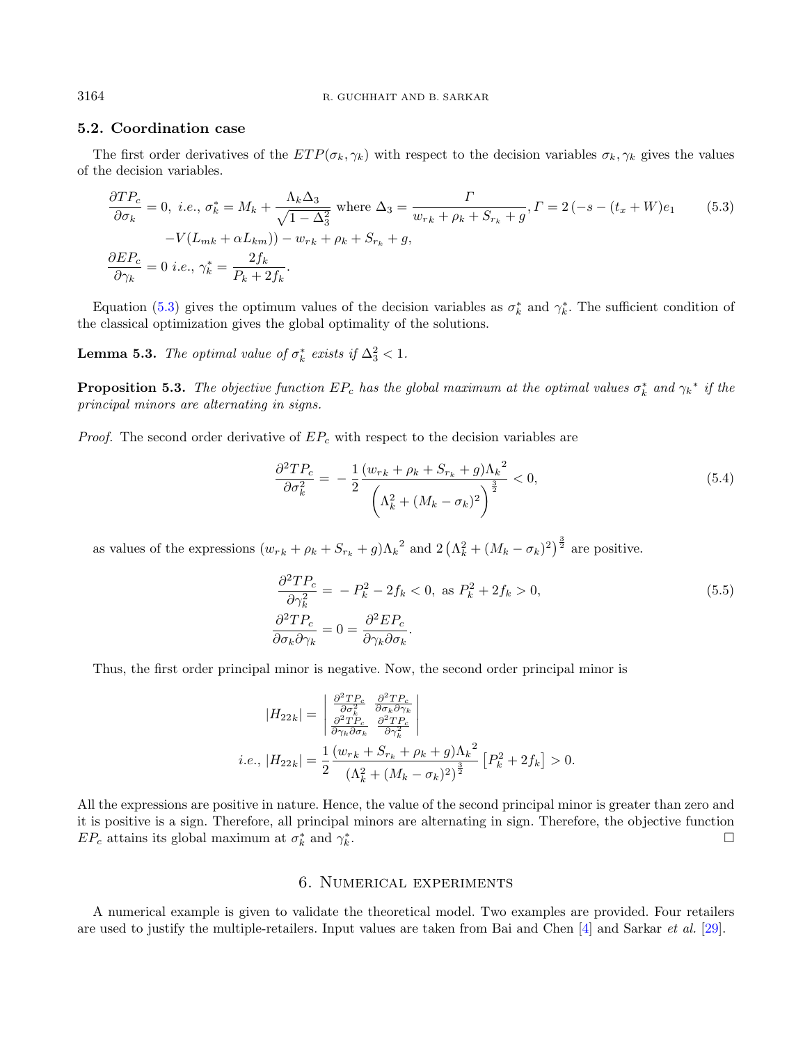### 5.2. Coordination case

The first order derivatives of the $ETP(\sigma_k, \gamma_k)$ with respect to the decision variables $\sigma_k, \gamma_k$ gives the values of the decision variables.

$$
\begin{aligned}
\frac{\partial TP_c}{\partial \sigma_k} &= 0, \text{ i.e., } \sigma_k^* = M_k + \frac{\Lambda_k \Delta_3}{\sqrt{1-\Delta_3^2}} \text{ where } \Delta_3 = \frac{\Gamma}{w_{rk} + \rho_k + S_{r_k} + g}, \Gamma = 2\left(-s - (t_x + W)e_1\right. \\
&\quad \left. -V(L_{mk} + \alpha L_{km})\right) - w_{rk} + \rho_k + S_{r_k} + g, \\
\frac{\partial EP_c}{\partial \gamma_k} &= 0 \text{ i.e., } \gamma_k^* = \frac{2f_k}{P_k + 2f_k}.
\end{aligned} \tag{5.3}
$$

Equation (5.3) gives the optimum values of the decision variables as $\sigma_k^*$ and $\gamma_k^*$. The sufficient condition of the classical optimization gives the global optimality of the solutions.

**Lemma 5.3.** *The optimal value of $\sigma_k^*$ exists if $\Delta_3^2 < 1$.*

**Proposition 5.3.** *The objective function $EP_c$ has the global maximum at the optimal values $\sigma_k^*$ and ${\gamma_k}^*$ if the principal minors are alternating in signs.*

*Proof.* The second order derivative of $EP_c$ with respect to the decision variables are

$$
\frac{\partial^2 TP_c}{\partial \sigma_k^2} = -\frac{1}{2} \frac{(w_{rk} + \rho_k + S_{r_k} + g){\Lambda_k}^2}{\left(\Lambda_k^2 + (M_k - \sigma_k)^2\right)^{\frac{3}{2}}} < 0, \tag{5.4}
$$

as values of the expressions $(w_{rk} + \rho_k + S_{r_k} + g){\Lambda_k}^2$ and $2\left(\Lambda_k^2 + (M_k - \sigma_k)^2\right)^{\frac{3}{2}}$ are positive.

$$
\begin{aligned}
\frac{\partial^2 TP_c}{\partial \gamma_k^2} &= -P_k^2 - 2f_k < 0, \text{ as } P_k^2 + 2f_k > 0, \\
\frac{\partial^2 TP_c}{\partial \sigma_k \partial \gamma_k} &= 0 = \frac{\partial^2 EP_c}{\partial \gamma_k \partial \sigma_k}.
\end{aligned} \tag{5.5}
$$

Thus, the first order principal minor is negative. Now, the second order principal minor is

$$
\begin{aligned}
|H_{22k}| &= \begin{vmatrix} \frac{\partial^2 TP_c}{\partial \sigma_k^2} & \frac{\partial^2 TP_c}{\partial \sigma_k \partial \gamma_k} \\ \frac{\partial^2 TP_c}{\partial \gamma_k \partial \sigma_k} & \frac{\partial^2 TP_c}{\partial \gamma_k^2} \end{vmatrix} \\
\text{i.e., } |H_{22k}| &= \frac{1}{2} \frac{(w_{rk} + S_{r_k} + \rho_k + g){\Lambda_k}^2}{(\Lambda_k^2 + (M_k - \sigma_k)^2)^{\frac{3}{2}}} \left[P_k^2 + 2f_k\right] > 0.
\end{aligned}
$$

All the expressions are positive in nature. Hence, the value of the second principal minor is greater than zero and it is positive is a sign. Therefore, all principal minors are alternating in sign. Therefore, the objective function $EP_c$ attains its global maximum at $\sigma_k^*$ and $\gamma_k^*$. □

## 6. Numerical experiments

A numerical example is given to validate the theoretical model. Two examples are provided. Four retailers are used to justify the multiple-retailers. Input values are taken from Bai and Chen [4] and Sarkar *et al.* [29].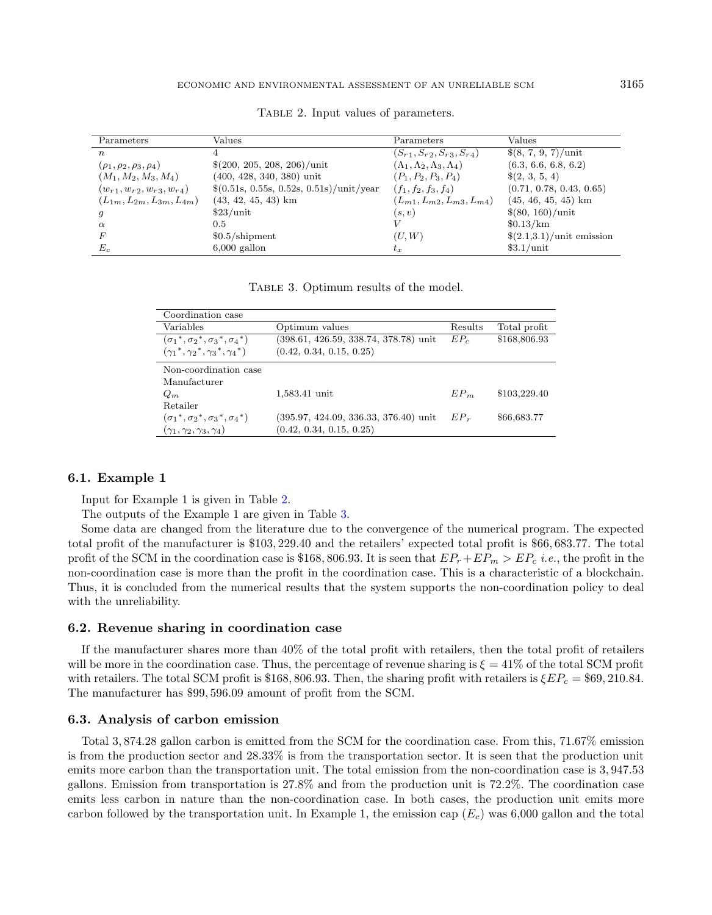Table 2. Input values of parameters.

| Parameters | Values | Parameters | Values |
|---|---|---|---|
| $n$ | 4 | $(S_{r1}, S_{r2}, S_{r3}, S_{r4})$ | \$(8, 7, 9, 7)/unit |
| $(\rho_1, \rho_2, \rho_3, \rho_4)$ | \$(200, 205, 208, 206)/unit | $(\Lambda_1, \Lambda_2, \Lambda_3, \Lambda_4)$ | (6.3, 6.6, 6.8, 6.2) |
| $(M_1, M_2, M_3, M_4)$ | (400, 428, 340, 380) unit | $(P_1, P_2, P_3, P_4)$ | \$(2, 3, 5, 4) |
| $(w_{r1}, w_{r2}, w_{r3}, w_{r4})$ | \$(0.51s, 0.55s, 0.52s, 0.51s)/unit/year | $(f_1, f_2, f_3, f_4)$ | (0.71, 0.78, 0.43, 0.65) |
| $(L_{1m}, L_{2m}, L_{3m}, L_{4m})$ | (43, 42, 45, 43) km | $(L_{m1}, L_{m2}, L_{m3}, L_{m4})$ | (45, 46, 45, 45) km |
| $g$ | \$23/unit | $(s, v)$ | \$(80, 160)/unit |
| $\alpha$ | 0.5 | $V$ | \$0.13/km |
| $F$ | \$0.5/shipment | $(U, W)$ | \$(2.1,3.1)/unit emission |
| $E_c$ | 6,000 gallon | $t_x$ | \$3.1/unit |

Table 3. Optimum results of the model.

| Coordination case | | | |
|---|---|---|---|
| Variables | Optimum values | Results | Total profit |
| $(\sigma_1{}^*, \sigma_2{}^*, \sigma_3{}^*, \sigma_4{}^*)$ | (398.61, 426.59, 338.74, 378.78) unit | $EP_c$ | \$168,806.93 |
| $(\gamma_1{}^*, \gamma_2{}^*, \gamma_3{}^*, \gamma_4{}^*)$ | (0.42, 0.34, 0.15, 0.25) | | |
| Non-coordination case | | | |
| Manufacturer | | | |
| $Q_m$ | 1,583.41 unit | $EP_m$ | \$103,229.40 |
| Retailer | | | |
| $(\sigma_1{}^*, \sigma_2{}^*, \sigma_3{}^*, \sigma_4{}^*)$ | (395.97, 424.09, 336.33, 376.40) unit | $EP_r$ | \$66,683.77 |
| $(\gamma_1, \gamma_2, \gamma_3, \gamma_4)$ | (0.42, 0.34, 0.15, 0.25) | | |

### 6.1. Example 1

Input for Example 1 is given in Table 2.

The outputs of the Example 1 are given in Table 3.

Some data are changed from the literature due to the convergence of the numerical program. The expected total profit of the manufacturer is \$103,229.40 and the retailers' expected total profit is \$66,683.77. The total profit of the SCM in the coordination case is \$168,806.93. It is seen that $EP_r + EP_m > EP_c$ *i.e.*, the profit in the non-coordination case is more than the profit in the coordination case. This is a characteristic of a blockchain. Thus, it is concluded from the numerical results that the system supports the non-coordination policy to deal with the unreliability.

### 6.2. Revenue sharing in coordination case

If the manufacturer shares more than 40% of the total profit with retailers, then the total profit of retailers will be more in the coordination case. Thus, the percentage of revenue sharing is $\xi = 41\%$ of the total SCM profit with retailers. The total SCM profit is \$168,806.93. Then, the sharing profit with retailers is $\xi EP_c = \$69,210.84$. The manufacturer has \$99,596.09 amount of profit from the SCM.

### 6.3. Analysis of carbon emission

Total 3,874.28 gallon carbon is emitted from the SCM for the coordination case. From this, 71.67% emission is from the production sector and 28.33% is from the transportation sector. It is seen that the production unit emits more carbon than the transportation unit. The total emission from the non-coordination case is 3,947.53 gallons. Emission from transportation is 27.8% and from the production unit is 72.2%. The coordination case emits less carbon in nature than the non-coordination case. In both cases, the production unit emits more carbon followed by the transportation unit. In Example 1, the emission cap ($E_c$) was 6,000 gallon and the total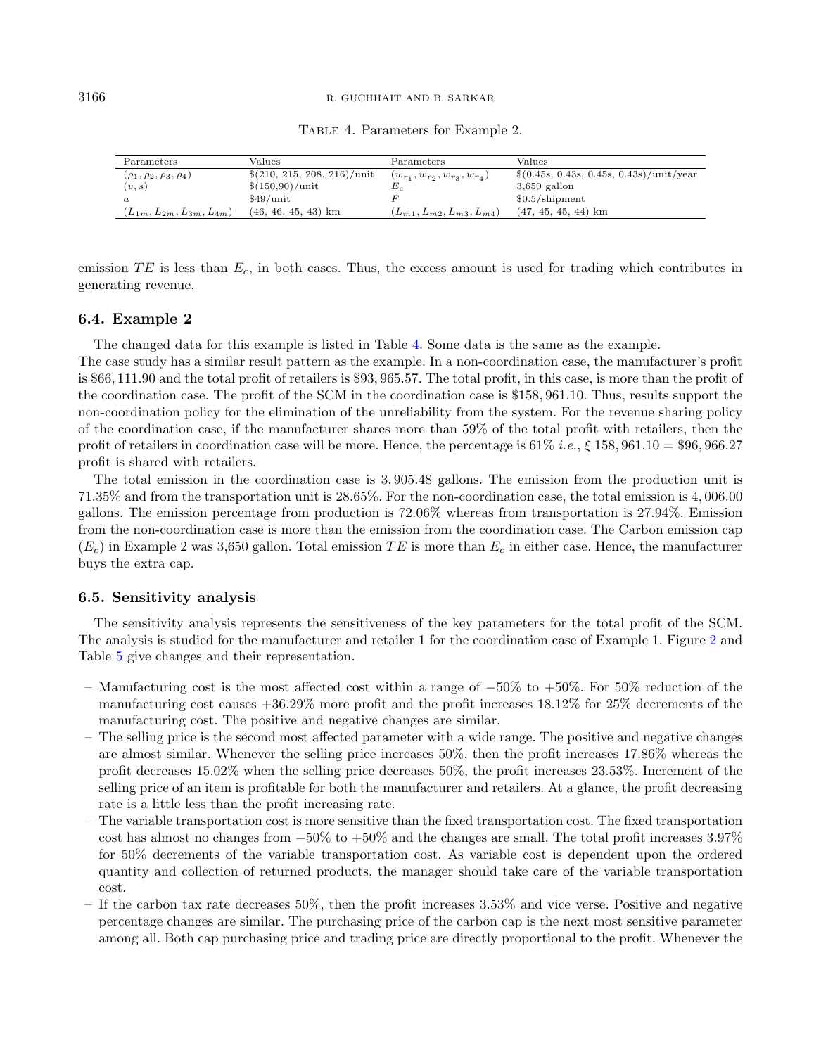Table 4. Parameters for Example 2.

| Parameters | Values | Parameters | Values |
|---|---|---|---|
| $(\rho_1, \rho_2, \rho_3, \rho_4)$ | \$(210, 215, 208, 216)/unit | $(w_{r_1}, w_{r_2}, w_{r_3}, w_{r_4})$ | \$(0.45s, 0.43s, 0.45s, 0.43s)/unit/year |
| $(v, s)$ | \$(150,90)/unit | $E_c$ | 3,650 gallon |
| $a$ | \$49/unit | $F$ | \$0.5/shipment |
| $(L_{1m}, L_{2m}, L_{3m}, L_{4m})$ | (46, 46, 45, 43) km | $(L_{m1}, L_{m2}, L_{m3}, L_{m4})$ | (47, 45, 45, 44) km |

emission $TE$ is less than $E_c$, in both cases. Thus, the excess amount is used for trading which contributes in generating revenue.

### 6.4. Example 2

The changed data for this example is listed in Table 4. Some data is the same as the example.
The case study has a similar result pattern as the example. In a non-coordination case, the manufacturer's profit is \$66,111.90 and the total profit of retailers is \$93,965.57. The total profit, in this case, is more than the profit of the coordination case. The profit of the SCM in the coordination case is \$158,961.10. Thus, results support the non-coordination policy for the elimination of the unreliability from the system. For the revenue sharing policy of the coordination case, if the manufacturer shares more than 59% of the total profit with retailers, then the profit of retailers in coordination case will be more. Hence, the percentage is 61% *i.e.*, $\xi$ 158,961.10 = \$96,966.27 profit is shared with retailers.

The total emission in the coordination case is 3,905.48 gallons. The emission from the production unit is 71.35% and from the transportation unit is 28.65%. For the non-coordination case, the total emission is 4,006.00 gallons. The emission percentage from production is 72.06% whereas from transportation is 27.94%. Emission from the non-coordination case is more than the emission from the coordination case. The Carbon emission cap ($E_c$) in Example 2 was 3,650 gallon. Total emission $TE$ is more than $E_c$ in either case. Hence, the manufacturer buys the extra cap.

### 6.5. Sensitivity analysis

The sensitivity analysis represents the sensitiveness of the key parameters for the total profit of the SCM. The analysis is studied for the manufacturer and retailer 1 for the coordination case of Example 1. Figure 2 and Table 5 give changes and their representation.

- Manufacturing cost is the most affected cost within a range of −50% to +50%. For 50% reduction of the manufacturing cost causes +36.29% more profit and the profit increases 18.12% for 25% decrements of the manufacturing cost. The positive and negative changes are similar.
- The selling price is the second most affected parameter with a wide range. The positive and negative changes are almost similar. Whenever the selling price increases 50%, then the profit increases 17.86% whereas the profit decreases 15.02% when the selling price decreases 50%, the profit increases 23.53%. Increment of the selling price of an item is profitable for both the manufacturer and retailers. At a glance, the profit decreasing rate is a little less than the profit increasing rate.
- The variable transportation cost is more sensitive than the fixed transportation cost. The fixed transportation cost has almost no changes from −50% to +50% and the changes are small. The total profit increases 3.97% for 50% decrements of the variable transportation cost. As variable cost is dependent upon the ordered quantity and collection of returned products, the manager should take care of the variable transportation cost.
- If the carbon tax rate decreases 50%, then the profit increases 3.53% and vice verse. Positive and negative percentage changes are similar. The purchasing price of the carbon cap is the next most sensitive parameter among all. Both cap purchasing price and trading price are directly proportional to the profit. Whenever the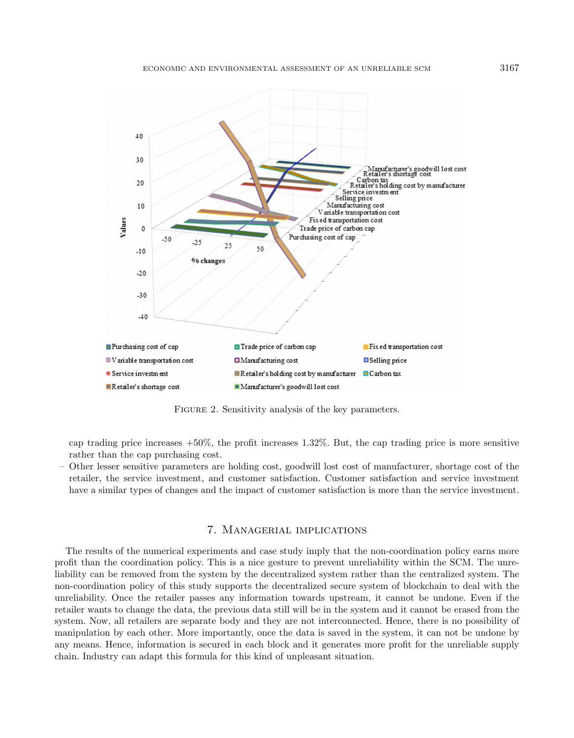FIGURE 2. Sensitivity analysis of the key parameters.

cap trading price increases +50%, the profit increases 1.32%. But, the cap trading price is more sensitive rather than the cap purchasing cost.

– Other lesser sensitive parameters are holding cost, goodwill lost cost of manufacturer, shortage cost of the retailer, the service investment, and customer satisfaction. Customer satisfaction and service investment have a similar types of changes and the impact of customer satisfaction is more than the service investment.

## 7. Managerial implications

The results of the numerical experiments and case study imply that the non-coordination policy earns more profit than the coordination policy. This is a nice gesture to prevent unreliability within the SCM. The unreliability can be removed from the system by the decentralized system rather than the centralized system. The non-coordination policy of this study supports the decentralized secure system of blockchain to deal with the unreliability. Once the retailer passes any information towards upstream, it cannot be undone. Even if the retailer wants to change the data, the previous data still will be in the system and it cannot be erased from the system. Now, all retailers are separate body and they are not interconnected. Hence, there is no possibility of manipulation by each other. More importantly, once the data is saved in the system, it can not be undone by any means. Hence, information is secured in each block and it generates more profit for the unreliable supply chain. Industry can adapt this formula for this kind of unpleasant situation.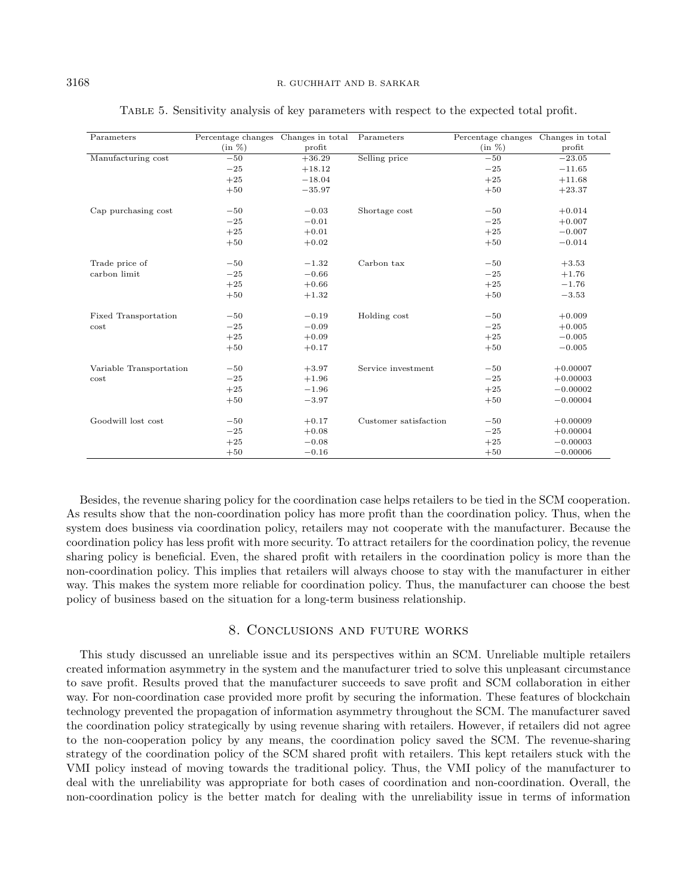Table 5. Sensitivity analysis of key parameters with respect to the expected total profit.

| Parameters | Percentage changes (in %) | Changes in total profit | Parameters | Percentage changes (in %) | Changes in total profit |
|---|---|---|---|---|---|
| Manufacturing cost | −50 | +36.29 | Selling price | −50 | −23.05 |
| | −25 | +18.12 | | −25 | −11.65 |
| | +25 | −18.04 | | +25 | +11.68 |
| | +50 | −35.97 | | +50 | +23.37 |
| Cap purchasing cost | −50 | −0.03 | Shortage cost | −50 | +0.014 |
| | −25 | −0.01 | | −25 | +0.007 |
| | +25 | +0.01 | | +25 | −0.007 |
| | +50 | +0.02 | | +50 | −0.014 |
| Trade price of carbon limit | −50 | −1.32 | Carbon tax | −50 | +3.53 |
| | −25 | −0.66 | | −25 | +1.76 |
| | +25 | +0.66 | | +25 | −1.76 |
| | +50 | +1.32 | | +50 | −3.53 |
| Fixed Transportation cost | −50 | −0.19 | Holding cost | −50 | +0.009 |
| | −25 | −0.09 | | −25 | +0.005 |
| | +25 | +0.09 | | +25 | −0.005 |
| | +50 | +0.17 | | +50 | −0.005 |
| Variable Transportation cost | −50 | +3.97 | Service investment | −50 | +0.00007 |
| | −25 | +1.96 | | −25 | +0.00003 |
| | +25 | −1.96 | | +25 | −0.00002 |
| | +50 | −3.97 | | +50 | −0.00004 |
| Goodwill lost cost | −50 | +0.17 | Customer satisfaction | −50 | +0.00009 |
| | −25 | +0.08 | | −25 | +0.00004 |
| | +25 | −0.08 | | +25 | −0.00003 |
| | +50 | −0.16 | | +50 | −0.00006 |

Besides, the revenue sharing policy for the coordination case helps retailers to be tied in the SCM cooperation. As results show that the non-coordination policy has more profit than the coordination policy. Thus, when the system does business via coordination policy, retailers may not cooperate with the manufacturer. Because the coordination policy has less profit with more security. To attract retailers for the coordination policy, the revenue sharing policy is beneficial. Even, the shared profit with retailers in the coordination policy is more than the non-coordination policy. This implies that retailers will always choose to stay with the manufacturer in either way. This makes the system more reliable for coordination policy. Thus, the manufacturer can choose the best policy of business based on the situation for a long-term business relationship.

## 8. Conclusions and future works

This study discussed an unreliable issue and its perspectives within an SCM. Unreliable multiple retailers created information asymmetry in the system and the manufacturer tried to solve this unpleasant circumstance to save profit. Results proved that the manufacturer succeeds to save profit and SCM collaboration in either way. For non-coordination case provided more profit by securing the information. These features of blockchain technology prevented the propagation of information asymmetry throughout the SCM. The manufacturer saved the coordination policy strategically by using revenue sharing with retailers. However, if retailers did not agree to the non-cooperation policy by any means, the coordination policy saved the SCM. The revenue-sharing strategy of the coordination policy of the SCM shared profit with retailers. This kept retailers stuck with the VMI policy instead of moving towards the traditional policy. Thus, the VMI policy of the manufacturer to deal with the unreliability was appropriate for both cases of coordination and non-coordination. Overall, the non-coordination policy is the better match for dealing with the unreliability issue in terms of information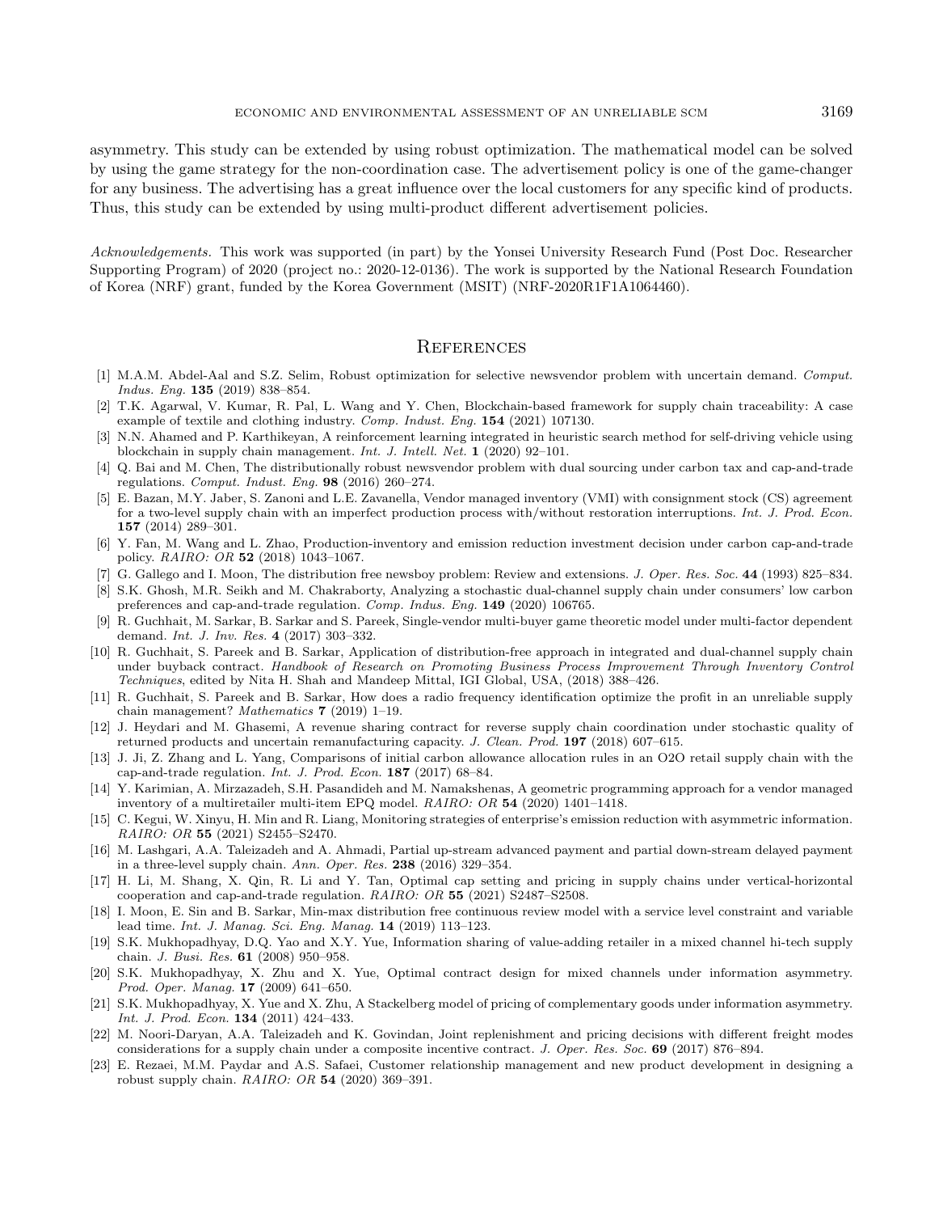asymmetry. This study can be extended by using robust optimization. The mathematical model can be solved by using the game strategy for the non-coordination case. The advertisement policy is one of the game-changer for any business. The advertising has a great influence over the local customers for any specific kind of products. Thus, this study can be extended by using multi-product different advertisement policies.

*Acknowledgements.* This work was supported (in part) by the Yonsei University Research Fund (Post Doc. Researcher Supporting Program) of 2020 (project no.: 2020-12-0136). The work is supported by the National Research Foundation of Korea (NRF) grant, funded by the Korea Government (MSIT) (NRF-2020R1F1A1064460).

## References

[1] M.A.M. Abdel-Aal and S.Z. Selim, Robust optimization for selective newsvendor problem with uncertain demand. *Comput. Indus. Eng.* **135** (2019) 838–854.

[2] T.K. Agarwal, V. Kumar, R. Pal, L. Wang and Y. Chen, Blockchain-based framework for supply chain traceability: A case example of textile and clothing industry. *Comp. Indust. Eng.* **154** (2021) 107130.

[3] N.N. Ahamed and P. Karthikeyan, A reinforcement learning integrated in heuristic search method for self-driving vehicle using blockchain in supply chain management. *Int. J. Intell. Net.* **1** (2020) 92–101.

[4] Q. Bai and M. Chen, The distributionally robust newsvendor problem with dual sourcing under carbon tax and cap-and-trade regulations. *Comput. Indust. Eng.* **98** (2016) 260–274.

[5] E. Bazan, M.Y. Jaber, S. Zanoni and L.E. Zavanella, Vendor managed inventory (VMI) with consignment stock (CS) agreement for a two-level supply chain with an imperfect production process with/without restoration interruptions. *Int. J. Prod. Econ.* **157** (2014) 289–301.

[6] Y. Fan, M. Wang and L. Zhao, Production-inventory and emission reduction investment decision under carbon cap-and-trade policy. *RAIRO: OR* **52** (2018) 1043–1067.

[7] G. Gallego and I. Moon, The distribution free newsboy problem: Review and extensions. *J. Oper. Res. Soc.* **44** (1993) 825–834.

[8] S.K. Ghosh, M.R. Seikh and M. Chakraborty, Analyzing a stochastic dual-channel supply chain under consumers' low carbon preferences and cap-and-trade regulation. *Comp. Indus. Eng.* **149** (2020) 106765.

[9] R. Guchhait, M. Sarkar, B. Sarkar and S. Pareek, Single-vendor multi-buyer game theoretic model under multi-factor dependent demand. *Int. J. Inv. Res.* **4** (2017) 303–332.

[10] R. Guchhait, S. Pareek and B. Sarkar, Application of distribution-free approach in integrated and dual-channel supply chain under buyback contract. *Handbook of Research on Promoting Business Process Improvement Through Inventory Control Techniques*, edited by Nita H. Shah and Mandeep Mittal, IGI Global, USA, (2018) 388–426.

[11] R. Guchhait, S. Pareek and B. Sarkar, How does a radio frequency identification optimize the profit in an unreliable supply chain management? *Mathematics* **7** (2019) 1–19.

[12] J. Heydari and M. Ghasemi, A revenue sharing contract for reverse supply chain coordination under stochastic quality of returned products and uncertain remanufacturing capacity. *J. Clean. Prod.* **197** (2018) 607–615.

[13] J. Ji, Z. Zhang and L. Yang, Comparisons of initial carbon allowance allocation rules in an O2O retail supply chain with the cap-and-trade regulation. *Int. J. Prod. Econ.* **187** (2017) 68–84.

[14] Y. Karimian, A. Mirzazadeh, S.H. Pasandideh and M. Namakshenas, A geometric programming approach for a vendor managed inventory of a multiretailer multi-item EPQ model. *RAIRO: OR* **54** (2020) 1401–1418.

[15] C. Kegui, W. Xinyu, H. Min and R. Liang, Monitoring strategies of enterprise's emission reduction with asymmetric information. *RAIRO: OR* **55** (2021) S2455–S2470.

[16] M. Lashgari, A.A. Taleizadeh and A. Ahmadi, Partial up-stream advanced payment and partial down-stream delayed payment in a three-level supply chain. *Ann. Oper. Res.* **238** (2016) 329–354.

[17] H. Li, M. Shang, X. Qin, R. Li and Y. Tan, Optimal cap setting and pricing in supply chains under vertical-horizontal cooperation and cap-and-trade regulation. *RAIRO: OR* **55** (2021) S2487–S2508.

[18] I. Moon, E. Sin and B. Sarkar, Min-max distribution free continuous review model with a service level constraint and variable lead time. *Int. J. Manag. Sci. Eng. Manag.* **14** (2019) 113–123.

[19] S.K. Mukhopadhyay, D.Q. Yao and X.Y. Yue, Information sharing of value-adding retailer in a mixed channel hi-tech supply chain. *J. Busi. Res.* **61** (2008) 950–958.

[20] S.K. Mukhopadhyay, X. Zhu and X. Yue, Optimal contract design for mixed channels under information asymmetry. *Prod. Oper. Manag.* **17** (2009) 641–650.

[21] S.K. Mukhopadhyay, X. Yue and X. Zhu, A Stackelberg model of pricing of complementary goods under information asymmetry. *Int. J. Prod. Econ.* **134** (2011) 424–433.

[22] M. Noori-Daryan, A.A. Taleizadeh and K. Govindan, Joint replenishment and pricing decisions with different freight modes considerations for a supply chain under a composite incentive contract. *J. Oper. Res. Soc.* **69** (2017) 876–894.

[23] E. Rezaei, M.M. Paydar and A.S. Safaei, Customer relationship management and new product development in designing a robust supply chain. *RAIRO: OR* **54** (2020) 369–391.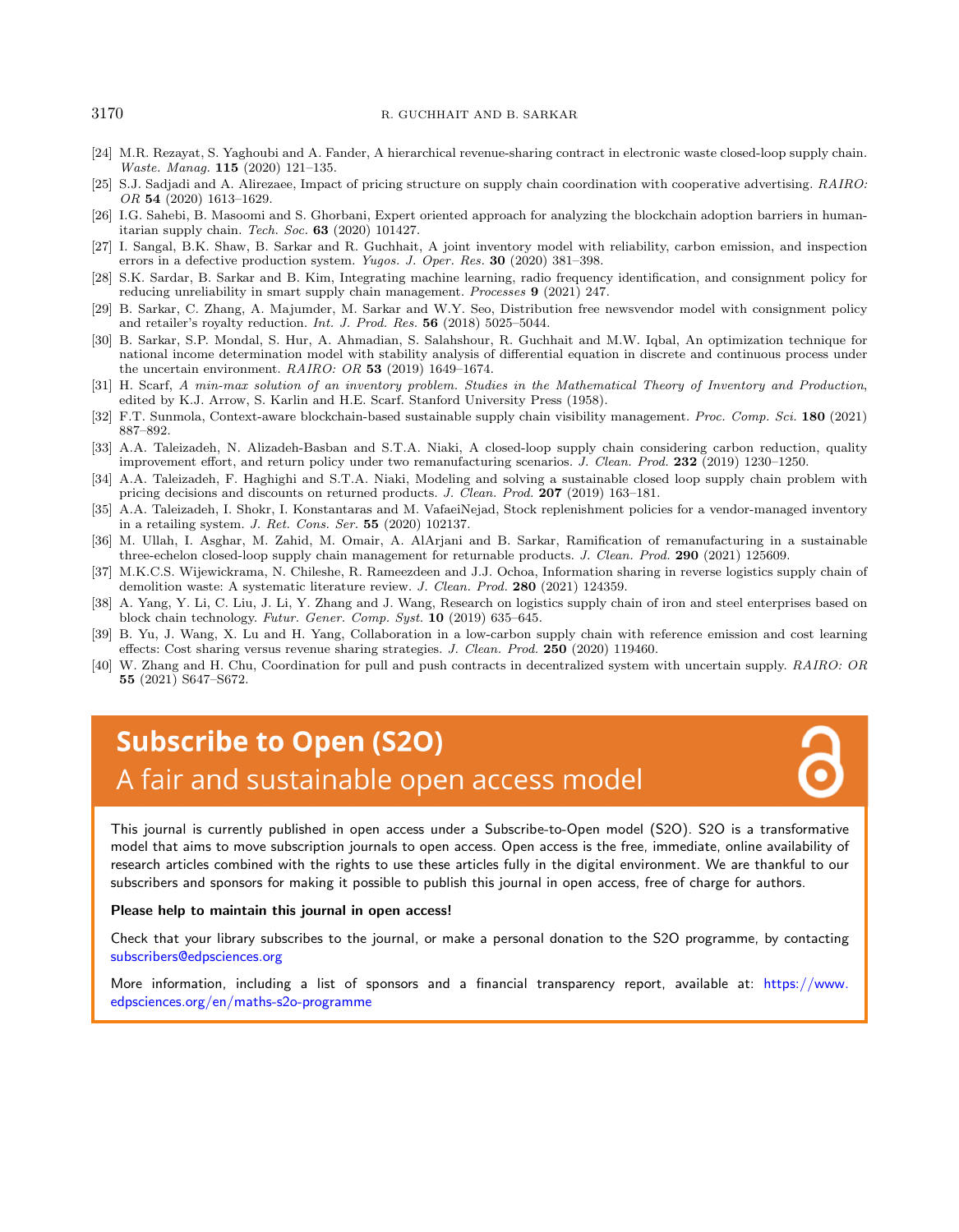[24] M.R. Rezayat, S. Yaghoubi and A. Fander, A hierarchical revenue-sharing contract in electronic waste closed-loop supply chain. *Waste. Manag.* **115** (2020) 121–135.

[25] S.J. Sadjadi and A. Alirezaee, Impact of pricing structure on supply chain coordination with cooperative advertising. *RAIRO: OR* **54** (2020) 1613–1629.

[26] I.G. Sahebi, B. Masoomi and S. Ghorbani, Expert oriented approach for analyzing the blockchain adoption barriers in humanitarian supply chain. *Tech. Soc.* **63** (2020) 101427.

[27] I. Sangal, B.K. Shaw, B. Sarkar and R. Guchhait, A joint inventory model with reliability, carbon emission, and inspection errors in a defective production system. *Yugos. J. Oper. Res.* **30** (2020) 381–398.

[28] S.K. Sardar, B. Sarkar and B. Kim, Integrating machine learning, radio frequency identification, and consignment policy for reducing unreliability in smart supply chain management. *Processes* **9** (2021) 247.

[29] B. Sarkar, C. Zhang, A. Majumder, M. Sarkar and W.Y. Seo, Distribution free newsvendor model with consignment policy and retailer's royalty reduction. *Int. J. Prod. Res.* **56** (2018) 5025–5044.

[30] B. Sarkar, S.P. Mondal, S. Hur, A. Ahmadian, S. Salahshour, R. Guchhait and M.W. Iqbal, An optimization technique for national income determination model with stability analysis of differential equation in discrete and continuous process under the uncertain environment. *RAIRO: OR* **53** (2019) 1649–1674.

[31] H. Scarf, *A min-max solution of an inventory problem. Studies in the Mathematical Theory of Inventory and Production*, edited by K.J. Arrow, S. Karlin and H.E. Scarf. Stanford University Press (1958).

[32] F.T. Sunmola, Context-aware blockchain-based sustainable supply chain visibility management. *Proc. Comp. Sci.* **180** (2021) 887–892.

[33] A.A. Taleizadeh, N. Alizadeh-Basban and S.T.A. Niaki, A closed-loop supply chain considering carbon reduction, quality improvement effort, and return policy under two remanufacturing scenarios. *J. Clean. Prod.* **232** (2019) 1230–1250.

[34] A.A. Taleizadeh, F. Haghighi and S.T.A. Niaki, Modeling and solving a sustainable closed loop supply chain problem with pricing decisions and discounts on returned products. *J. Clean. Prod.* **207** (2019) 163–181.

[35] A.A. Taleizadeh, I. Shokr, I. Konstantaras and M. VafaeiNejad, Stock replenishment policies for a vendor-managed inventory in a retailing system. *J. Ret. Cons. Ser.* **55** (2020) 102137.

[36] M. Ullah, I. Asghar, M. Zahid, M. Omair, A. AlArjani and B. Sarkar, Ramification of remanufacturing in a sustainable three-echelon closed-loop supply chain management for returnable products. *J. Clean. Prod.* **290** (2021) 125609.

[37] M.K.C.S. Wijewickrama, N. Chileshe, R. Rameezdeen and J.J. Ochoa, Information sharing in reverse logistics supply chain of demolition waste: A systematic literature review. *J. Clean. Prod.* **280** (2021) 124359.

[38] A. Yang, Y. Li, C. Liu, J. Li, Y. Zhang and J. Wang, Research on logistics supply chain of iron and steel enterprises based on block chain technology. *Futur. Gener. Comp. Syst.* **10** (2019) 635–645.

[39] B. Yu, J. Wang, X. Lu and H. Yang, Collaboration in a low-carbon supply chain with reference emission and cost learning effects: Cost sharing versus revenue sharing strategies. *J. Clean. Prod.* **250** (2020) 119460.

[40] W. Zhang and H. Chu, Coordination for pull and push contracts in decentralized system with uncertain supply. *RAIRO: OR* **55** (2021) S647–S672.

## Subscribe to Open (S2O)

A fair and sustainable open access model

This journal is currently published in open access under a Subscribe-to-Open model (S2O). S2O is a transformative model that aims to move subscription journals to open access. Open access is the free, immediate, online availability of research articles combined with the rights to use these articles fully in the digital environment. We are thankful to our subscribers and sponsors for making it possible to publish this journal in open access, free of charge for authors.

**Please help to maintain this journal in open access!**

Check that your library subscribes to the journal, or make a personal donation to the S2O programme, by contacting subscribers@edpsciences.org

More information, including a list of sponsors and a financial transparency report, available at: https://www.edpsciences.org/en/maths-s2o-programme